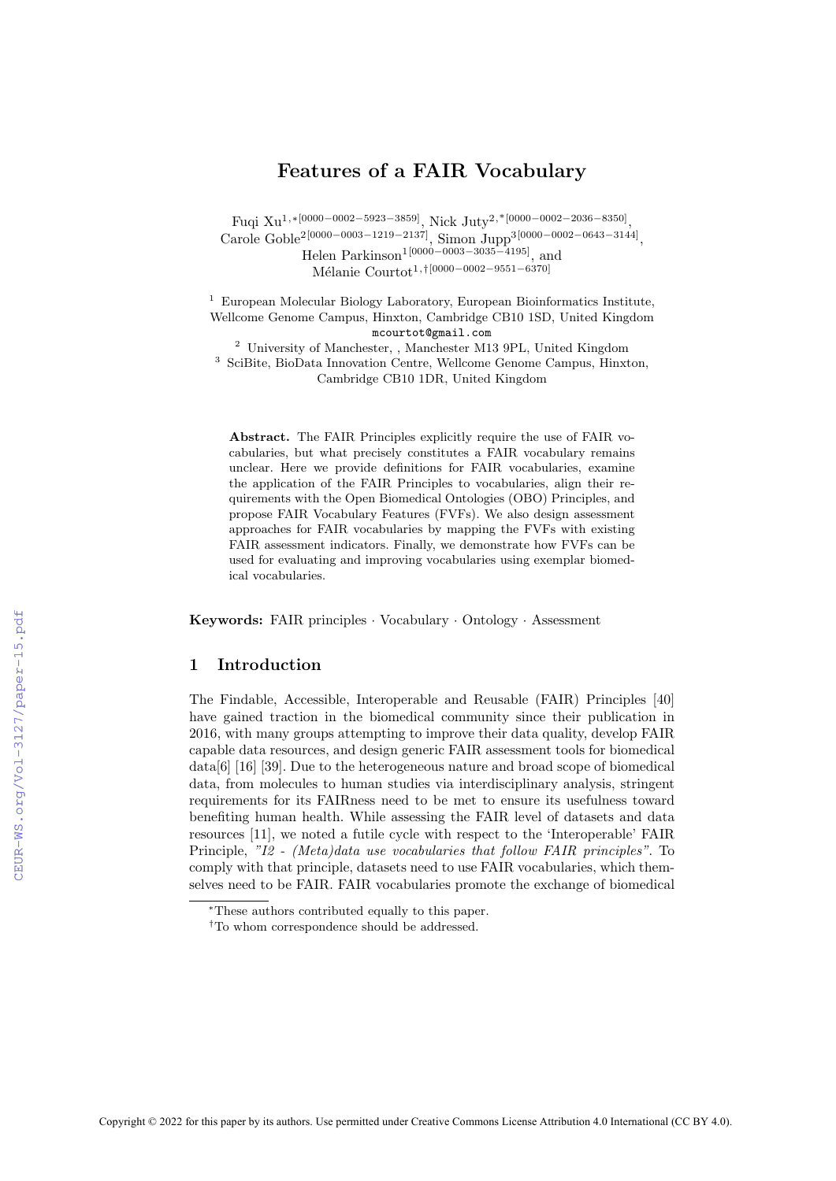# Features of a FAIR Vocabulary

Fuqi Xu[1,*][0000−0002−5923−3859], Nick Juty[2,*][0000−0002−2036−8350], Carole Goble[2][0000−0003−1219−2137], Simon Jupp[3][0000−0002−0643−3144], Helen Parkinson[1][0000−0003−3035−4195], and Mélanie Courtot[1,†][0000−0002−9551−6370]

[1] European Molecular Biology Laboratory, European Bioinformatics Institute, Wellcome Genome Campus, Hinxton, Cambridge CB10 1SD, United Kingdom
mcourtot@gmail.com

[2] University of Manchester, , Manchester M13 9PL, United Kingdom

[3] SciBite, BioData Innovation Centre, Wellcome Genome Campus, Hinxton, Cambridge CB10 1DR, United Kingdom

**Abstract.** The FAIR Principles explicitly require the use of FAIR vocabularies, but what precisely constitutes a FAIR vocabulary remains unclear. Here we provide definitions for FAIR vocabularies, examine the application of the FAIR Principles to vocabularies, align their requirements with the Open Biomedical Ontologies (OBO) Principles, and propose FAIR Vocabulary Features (FVFs). We also design assessment approaches for FAIR vocabularies by mapping the FVFs with existing FAIR assessment indicators. Finally, we demonstrate how FVFs can be used for evaluating and improving vocabularies using exemplar biomedical vocabularies.

**Keywords:** FAIR principles · Vocabulary · Ontology · Assessment

## 1 Introduction

The Findable, Accessible, Interoperable and Reusable (FAIR) Principles [40] have gained traction in the biomedical community since their publication in 2016, with many groups attempting to improve their data quality, develop FAIR capable data resources, and design generic FAIR assessment tools for biomedical data[6] [16] [39]. Due to the heterogeneous nature and broad scope of biomedical data, from molecules to human studies via interdisciplinary analysis, stringent requirements for its FAIRness need to be met to ensure its usefulness toward benefiting human health. While assessing the FAIR level of datasets and data resources [11], we noted a futile cycle with respect to the 'Interoperable' FAIR Principle, *"I2 - (Meta)data use vocabularies that follow FAIR principles"*. To comply with that principle, datasets need to use FAIR vocabularies, which themselves need to be FAIR. FAIR vocabularies promote the exchange of biomedical

*These authors contributed equally to this paper.

†To whom correspondence should be addressed.

Copyright © 2022 for this paper by its authors. Use permitted under Creative Commons License Attribution 4.0 International (CC BY 4.0).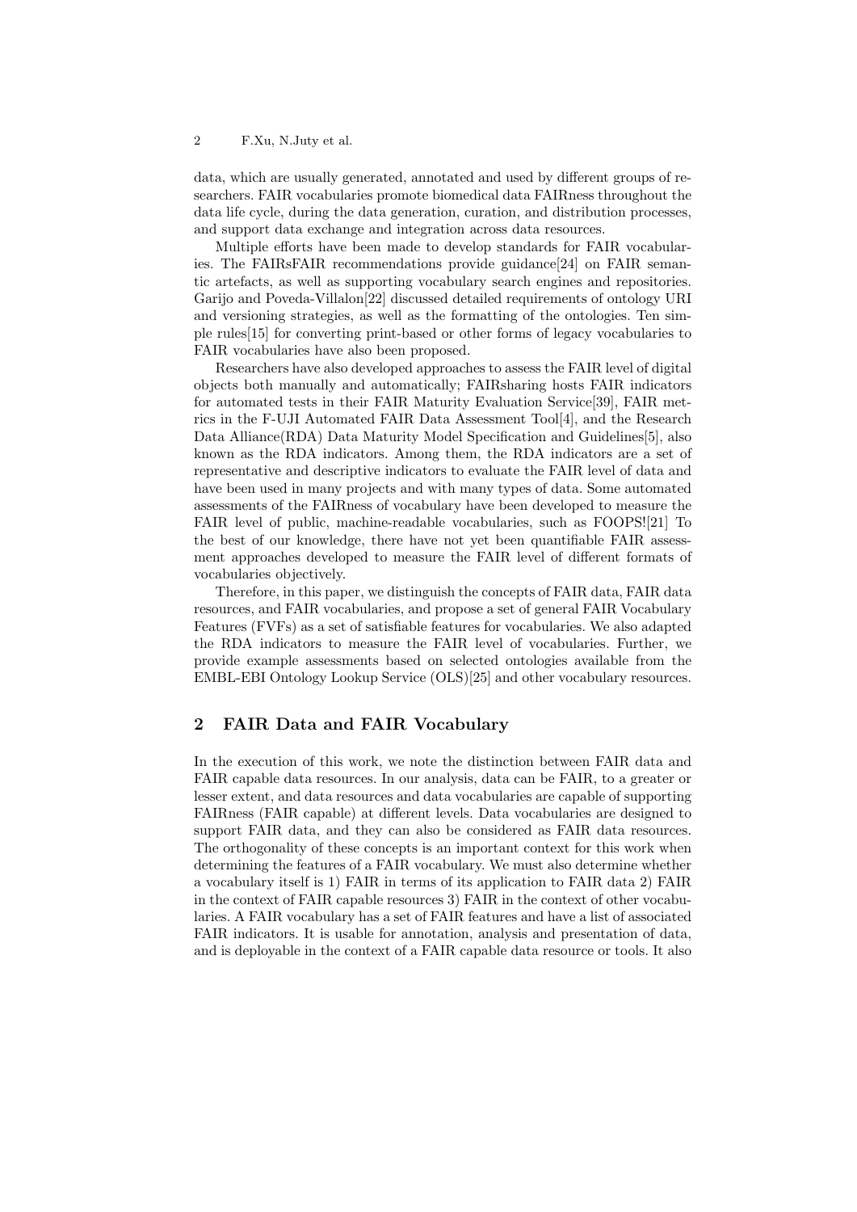data, which are usually generated, annotated and used by different groups of researchers. FAIR vocabularies promote biomedical data FAIRness throughout the data life cycle, during the data generation, curation, and distribution processes, and support data exchange and integration across data resources.

Multiple efforts have been made to develop standards for FAIR vocabularies. The FAIRsFAIR recommendations provide guidance[24] on FAIR semantic artefacts, as well as supporting vocabulary search engines and repositories. Garijo and Poveda-Villalon[22] discussed detailed requirements of ontology URI and versioning strategies, as well as the formatting of the ontologies. Ten simple rules[15] for converting print-based or other forms of legacy vocabularies to FAIR vocabularies have also been proposed.

Researchers have also developed approaches to assess the FAIR level of digital objects both manually and automatically; FAIRsharing hosts FAIR indicators for automated tests in their FAIR Maturity Evaluation Service[39], FAIR metrics in the F-UJI Automated FAIR Data Assessment Tool[4], and the Research Data Alliance(RDA) Data Maturity Model Specification and Guidelines[5], also known as the RDA indicators. Among them, the RDA indicators are a set of representative and descriptive indicators to evaluate the FAIR level of data and have been used in many projects and with many types of data. Some automated assessments of the FAIRness of vocabulary have been developed to measure the FAIR level of public, machine-readable vocabularies, such as FOOPS![21] To the best of our knowledge, there have not yet been quantifiable FAIR assessment approaches developed to measure the FAIR level of different formats of vocabularies objectively.

Therefore, in this paper, we distinguish the concepts of FAIR data, FAIR data resources, and FAIR vocabularies, and propose a set of general FAIR Vocabulary Features (FVFs) as a set of satisfiable features for vocabularies. We also adapted the RDA indicators to measure the FAIR level of vocabularies. Further, we provide example assessments based on selected ontologies available from the EMBL-EBI Ontology Lookup Service (OLS)[25] and other vocabulary resources.

## 2 FAIR Data and FAIR Vocabulary

In the execution of this work, we note the distinction between FAIR data and FAIR capable data resources. In our analysis, data can be FAIR, to a greater or lesser extent, and data resources and data vocabularies are capable of supporting FAIRness (FAIR capable) at different levels. Data vocabularies are designed to support FAIR data, and they can also be considered as FAIR data resources. The orthogonality of these concepts is an important context for this work when determining the features of a FAIR vocabulary. We must also determine whether a vocabulary itself is 1) FAIR in terms of its application to FAIR data 2) FAIR in the context of FAIR capable resources 3) FAIR in the context of other vocabularies. A FAIR vocabulary has a set of FAIR features and have a list of associated FAIR indicators. It is usable for annotation, analysis and presentation of data, and is deployable in the context of a FAIR capable data resource or tools. It also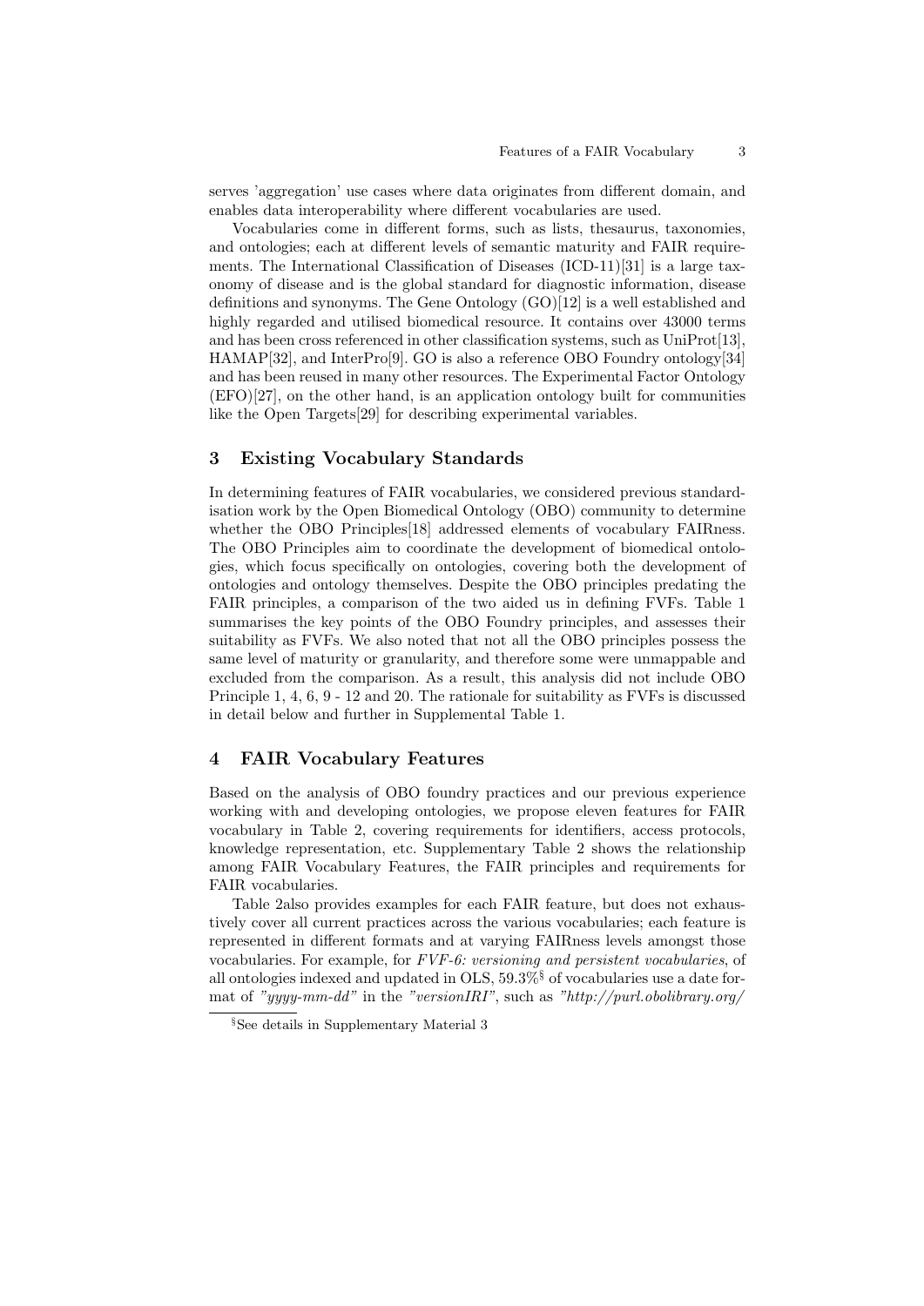serves 'aggregation' use cases where data originates from different domain, and enables data interoperability where different vocabularies are used.

Vocabularies come in different forms, such as lists, thesaurus, taxonomies, and ontologies; each at different levels of semantic maturity and FAIR requirements. The International Classification of Diseases (ICD-11)[31] is a large taxonomy of disease and is the global standard for diagnostic information, disease definitions and synonyms. The Gene Ontology (GO)[12] is a well established and highly regarded and utilised biomedical resource. It contains over 43000 terms and has been cross referenced in other classification systems, such as UniProt[13], HAMAP[32], and InterPro[9]. GO is also a reference OBO Foundry ontology[34] and has been reused in many other resources. The Experimental Factor Ontology (EFO)[27], on the other hand, is an application ontology built for communities like the Open Targets[29] for describing experimental variables.

## 3 Existing Vocabulary Standards

In determining features of FAIR vocabularies, we considered previous standardisation work by the Open Biomedical Ontology (OBO) community to determine whether the OBO Principles[18] addressed elements of vocabulary FAIRness. The OBO Principles aim to coordinate the development of biomedical ontologies, which focus specifically on ontologies, covering both the development of ontologies and ontology themselves. Despite the OBO principles predating the FAIR principles, a comparison of the two aided us in defining FVFs. Table 1 summarises the key points of the OBO Foundry principles, and assesses their suitability as FVFs. We also noted that not all the OBO principles possess the same level of maturity or granularity, and therefore some were unmappable and excluded from the comparison. As a result, this analysis did not include OBO Principle 1, 4, 6, 9 - 12 and 20. The rationale for suitability as FVFs is discussed in detail below and further in Supplemental Table 1.

## 4 FAIR Vocabulary Features

Based on the analysis of OBO foundry practices and our previous experience working with and developing ontologies, we propose eleven features for FAIR vocabulary in Table 2, covering requirements for identifiers, access protocols, knowledge representation, etc. Supplementary Table 2 shows the relationship among FAIR Vocabulary Features, the FAIR principles and requirements for FAIR vocabularies.

Table 2also provides examples for each FAIR feature, but does not exhaustively cover all current practices across the various vocabularies; each feature is represented in different formats and at varying FAIRness levels amongst those vocabularies. For example, for *FVF-6: versioning and persistent vocabularies*, of all ontologies indexed and updated in OLS, 59.3%[§] of vocabularies use a date format of *"yyyy-mm-dd"* in the *"versionIRI"*, such as *"http://purl.obolibrary.org/*

[§] See details in Supplementary Material 3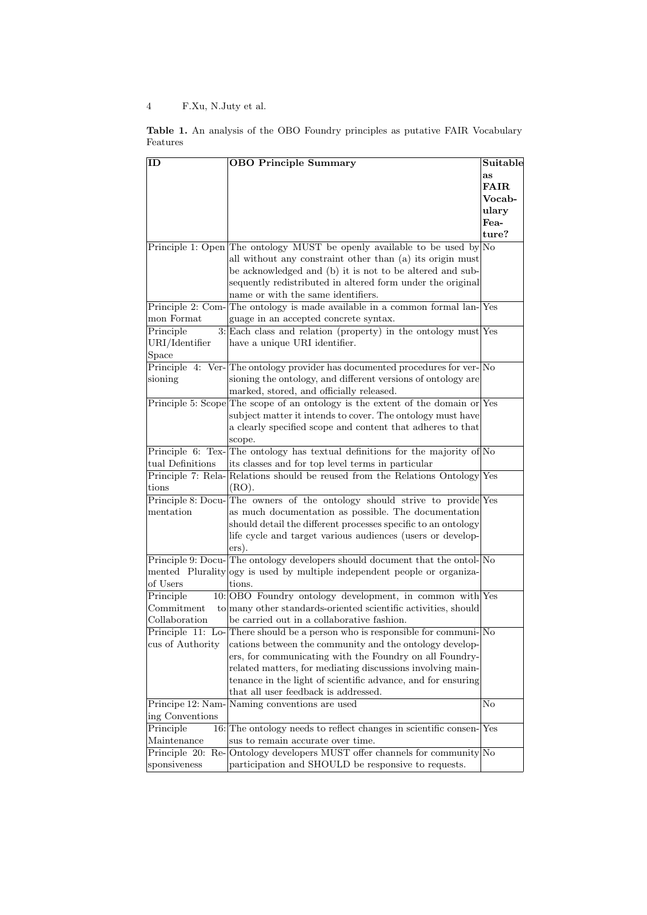**Table 1.** An analysis of the OBO Foundry principles as putative FAIR Vocabulary Features

| ID | OBO Principle Summary | Suitable as FAIR Vocabulary Feature? |
|---|---|---|
| Principle 1: Open | The ontology MUST be openly available to be used by all without any constraint other than (a) its origin must be acknowledged and (b) it is not to be altered and subsequently redistributed in altered form under the original name or with the same identifiers. | No |
| Principle 2: Common Format | The ontology is made available in a common formal language in an accepted concrete syntax. | Yes |
| Principle 3: URI/Identifier Space | Each class and relation (property) in the ontology must have a unique URI identifier. | Yes |
| Principle 4: Versioning | The ontology provider has documented procedures for versioning the ontology, and different versions of ontology are marked, stored, and officially released. | No |
| Principle 5: Scope | The scope of an ontology is the extent of the domain or subject matter it intends to cover. The ontology must have a clearly specified scope and content that adheres to that scope. | Yes |
| Principle 6: Textual Definitions | The ontology has textual definitions for the majority of its classes and for top level terms in particular | No |
| Principle 7: Relations | Relations should be reused from the Relations Ontology (RO). | Yes |
| Principle 8: Documentation | The owners of the ontology should strive to provide as much documentation as possible. The documentation should detail the different processes specific to an ontology life cycle and target various audiences (users or developers). | Yes |
| Principle 9: Documented Plurality of Users | The ontology developers should document that the ontology is used by multiple independent people or organizations. | No |
| Principle 10: Commitment to Collaboration | OBO Foundry ontology development, in common with many other standards-oriented scientific activities, should be carried out in a collaborative fashion. | Yes |
| Principle 11: Locus of Authority | There should be a person who is responsible for communications between the community and the ontology developers, for communicating with the Foundry on all Foundry-related matters, for mediating discussions involving maintenance in the light of scientific advance, and for ensuring that all user feedback is addressed. | No |
| Principe 12: Naming Conventions | Naming conventions are used | No |
| Principle 16: Maintenance | The ontology needs to reflect changes in scientific consensus to remain accurate over time. | Yes |
| Principle 20: Responsiveness | Ontology developers MUST offer channels for community participation and SHOULD be responsive to requests. | No |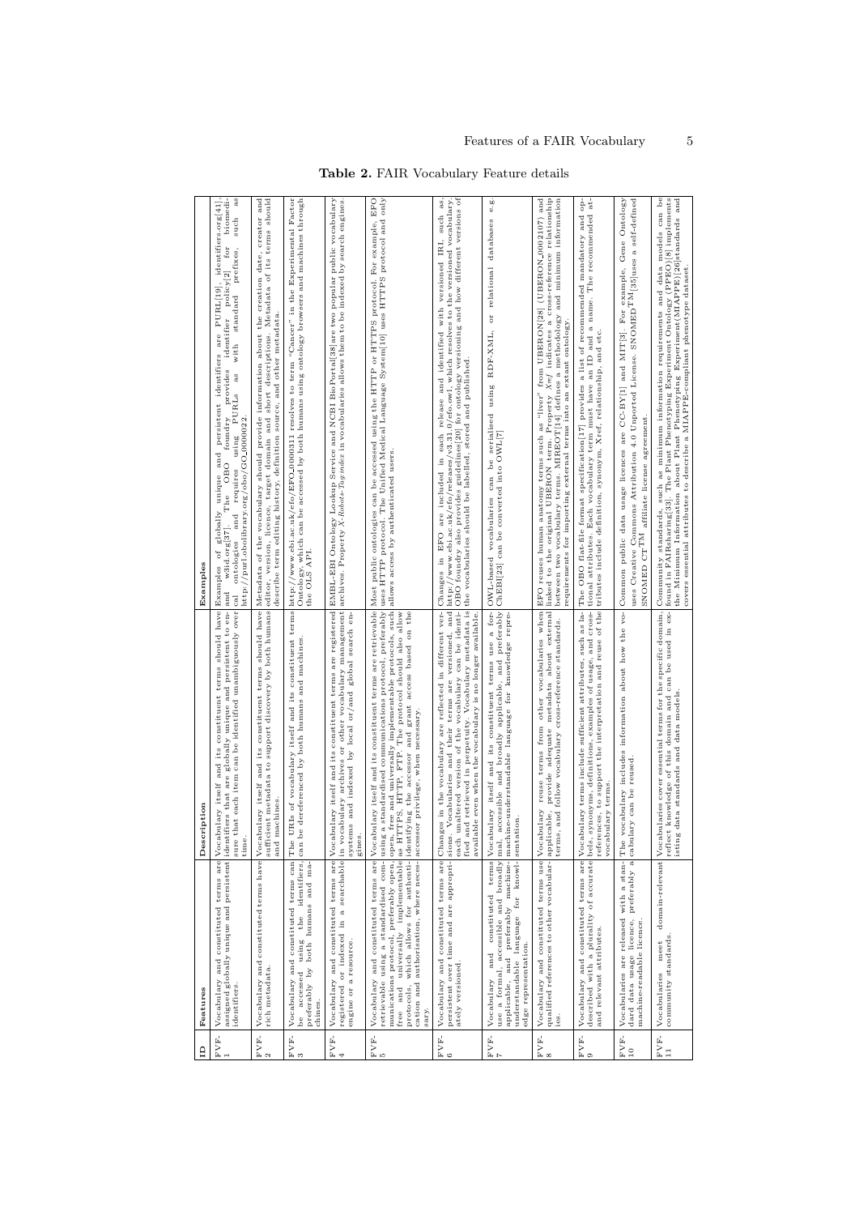**Table 2.** FAIR Vocabulary Feature details

| ID | Features | Description | Examples |
|---|---|---|---|
| FVF-1 | Vocabulary and constituted terms are assigned globally unique and persistent identifiers. | Vocabulary itself and its constituent terms should have identifiers that are globally unique and persistent to ensure that each item can be identified unambiguously over time. | Examples of globally unique and persistent identifiers are PURL[19], identifiers.org[41] and w3id.org[37]. The OBO foundry provides identifier policy[2] for biomedical ontologies and requires using PURLs with standard prefixes, such as http://purl.obolibrary.org/obo/GO_0000022. |
| FVF-2 | Vocabulary and constituted terms have rich metadata. | Vocabulary itself and its constituent terms should have sufficient metadata to support discovery by both humans and machines. | Metadata of the vocabulary should provide information about the creation date, creator and editor, version, licence, target domain and short descriptions. Metadata of its terms should describe term editing history, definition source, and other metadata. |
| FVF-3 | Vocabulary and constituted terms can be accessed using the identifiers, preferably by both humans and machines. | The URIs of vocabulary itself and its constituent terms can be dereferenced by both humans and machines. | http://www.ebi.ac.uk/efo/EFO_0000311 resolves to term "Cancer" in the Experimental Factor Ontology, which can be accessed by both humans using ontology browsers and machines through the OLS API. |
| FVF-4 | Vocabulary and constituted terms are registered or indexed in a searchable engine or a resource. | Vocabulary itself and its constituent terms are registered in vocabulary archives or other vocabulary management systems and indexed by local or/and global search engines. | EMBL-EBI Ontology Lookup Service and NCBI BioPortal[38] are two popular public vocabulary archives. Property *X-Robots-Tag:index* in vocabularies allows them to be indexed by search engines. |
| FVF-5 | Vocabulary and constituted terms are retrievable using a standardised communications protocol, preferably open, free and universally implementable protocols, which allows for authentication and authorisation, where necessary. | Vocabulary itself and its constituent terms are retrievable using a standardised communications protocol, preferably open, free and universally implementable protocols, such as HTTPS, HTTP, FTP. The protocol should also allow identifying the accessor and grant access based on the accessor privilege, when necessary. | Most public ontologies can be accessed using the HTTP or HTTPS protocol. For example, EFO uses HTTP protocol. The Unified Medical Language System[10] uses HTTPS protocol and only allows access by authenticated users. |
| FVF-6 | Vocabulary and constituted terms are persistent over time and are appropriately versioned. | Changes in the vocabulary are reflected in different versions. Vocabularies and their terms are versioned, and each unaltered version of the vocabulary can be identified and retrieved in perpetuity. Vocabulary metadata is available even when the vocabulary is no longer available. | Changes in EFO are included in each release and identified with versioned IRI, such as, http://www.ebi.ac.uk/efo/releases/v3.31.0/efo.owl, which resolves to the versioned vocabulary. OBO foundry also provides guidelines[20] for ontology versioning and how different versions of the vocabularies should be labelled, stored and published. |
| FVF-7 | Vocabulary and constituted terms use a formal, accessible and broadly applicable, and preferably machine-understandable language for knowledge representation. | Vocabulary itself and its constituent terms use a formal, accessible and broadly applicable, and preferably machine-understandable language for knowledge representation. | OWL-based vocabularies can be serialised using RDF-XML, or relational databases e.g. ChEBI[23] can be converted into OWL[7] |
| FVF-8 | Vocabulary and constituted terms use qualified references to other vocabularies. | Vocabulary reuse terms from other vocabularies when applicable, provide adequate metadata about external terms, and follow vocabulary cross-reference standards. | EFO reuses human anatomy terms such as "liver" from UBERON[28] (UBERON_0002107) and linked to the original UBERON term. Property *Xref* indicates a cross-reference relationship between two vocabulary terms. MIREOT[14] defines a methodology and minimum information requirements for importing external terms into an extant ontology. |
| FVF-9 | Vocabulary and constituted terms are described with a plurality of accurate and relevant attributes. | Vocabulary terms include sufficient attributes, such as labels, synonyms, definitions, examples of usage, and cross-references, to support the interpretation and reuse of the vocabulary terms. | The OBO flat-file format specification[17] provides a list of recommended mandatory and optional attributes. Each vocabulary term must have an ID and a name. The recommended attributes include definition, synonym, Xref, relationship, and etc. |
| FVF-10 | Vocabularies are released with a standard data usage licence, preferably a machine-readable licence. | The vocabulary includes information about how the vocabulary can be reused. | Common public data usage licences are CC-BY[1] and MIT[3]. For example, Gene Ontology uses Creative Commons Attribution 4.0 Unported License. SNOMED CT$^{TM}$[35]uses a self-defined SNOMED CT$^{TM}$ affiliate license agreement. |
| FVF-11 | Vocabularies meet domain-relevant community standards. | Vocabularies cover essential terms for the specific domain, reflect knowledge of this domain and can be used in existing data standards and data models. | Community standards, such as minimum information requirements and data models can be found in FAIRsharing[33]. The Plant Phenotyping Experiment Ontology (PPEO)[8] implements the Minimum Information about Plant Phenotyping Experiment(MIAPPE)[26]standards and covers essential attributes to describe a MIAPPE-compliant phenotype dataset. |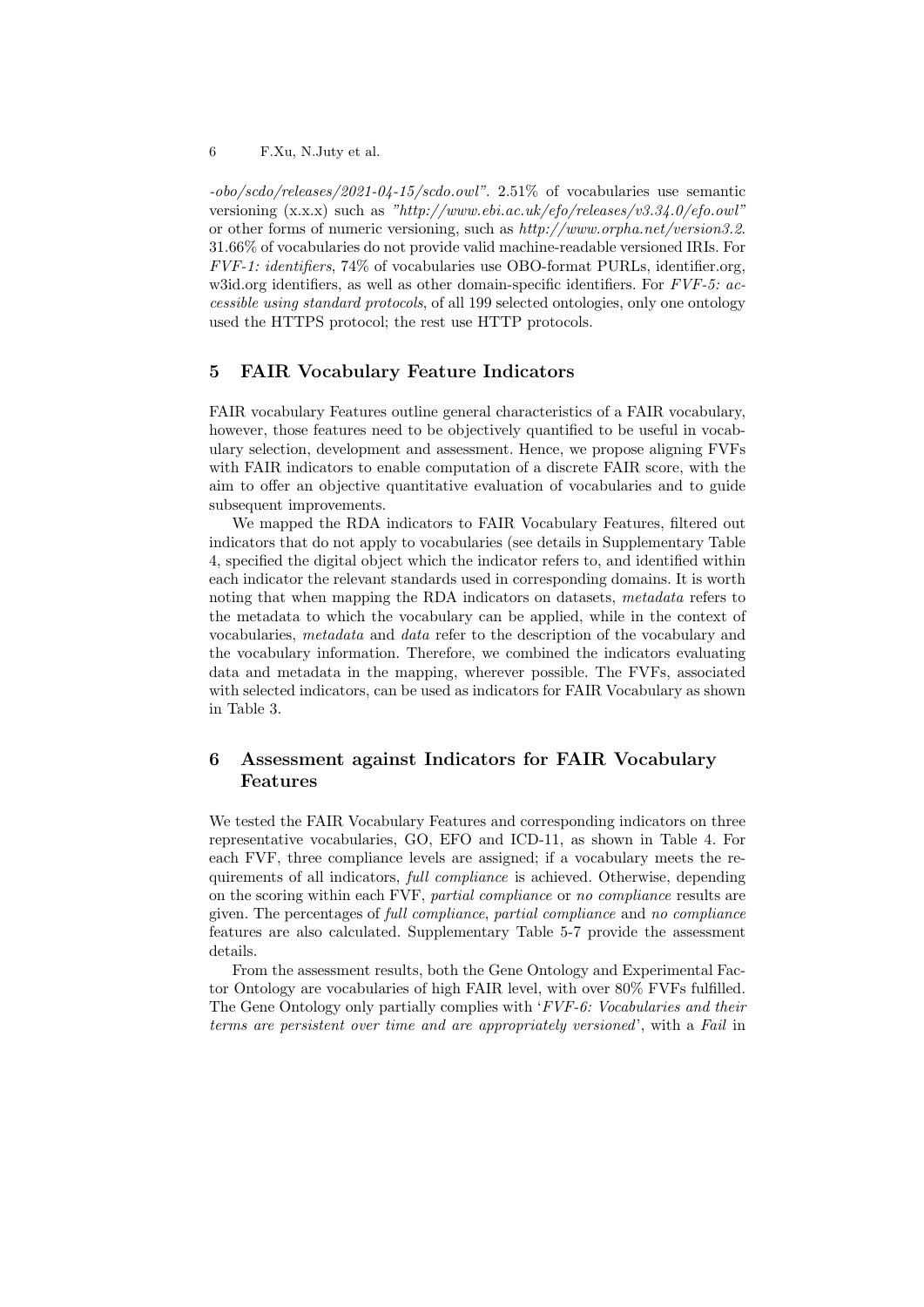*-obo/scdo/releases/2021-04-15/scdo.owl"*. 2.51% of vocabularies use semantic versioning (x.x.x) such as *"http://www.ebi.ac.uk/efo/releases/v3.34.0/efo.owl"* or other forms of numeric versioning, such as *http://www.orpha.net/version3.2*. 31.66% of vocabularies do not provide valid machine-readable versioned IRIs. For *FVF-1: identifiers*, 74% of vocabularies use OBO-format PURLs, identifier.org, w3id.org identifiers, as well as other domain-specific identifiers. For *FVF-5: accessible using standard protocols*, of all 199 selected ontologies, only one ontology used the HTTPS protocol; the rest use HTTP protocols.

## 5 FAIR Vocabulary Feature Indicators

FAIR vocabulary Features outline general characteristics of a FAIR vocabulary, however, those features need to be objectively quantified to be useful in vocabulary selection, development and assessment. Hence, we propose aligning FVFs with FAIR indicators to enable computation of a discrete FAIR score, with the aim to offer an objective quantitative evaluation of vocabularies and to guide subsequent improvements.

We mapped the RDA indicators to FAIR Vocabulary Features, filtered out indicators that do not apply to vocabularies (see details in Supplementary Table 4, specified the digital object which the indicator refers to, and identified within each indicator the relevant standards used in corresponding domains. It is worth noting that when mapping the RDA indicators on datasets, *metadata* refers to the metadata to which the vocabulary can be applied, while in the context of vocabularies, *metadata* and *data* refer to the description of the vocabulary and the vocabulary information. Therefore, we combined the indicators evaluating data and metadata in the mapping, wherever possible. The FVFs, associated with selected indicators, can be used as indicators for FAIR Vocabulary as shown in Table 3.

## 6 Assessment against Indicators for FAIR Vocabulary Features

We tested the FAIR Vocabulary Features and corresponding indicators on three representative vocabularies, GO, EFO and ICD-11, as shown in Table 4. For each FVF, three compliance levels are assigned; if a vocabulary meets the requirements of all indicators, *full compliance* is achieved. Otherwise, depending on the scoring within each FVF, *partial compliance* or *no compliance* results are given. The percentages of *full compliance*, *partial compliance* and *no compliance* features are also calculated. Supplementary Table 5-7 provide the assessment details.

From the assessment results, both the Gene Ontology and Experimental Factor Ontology are vocabularies of high FAIR level, with over 80% FVFs fulfilled. The Gene Ontology only partially complies with '*FVF-6: Vocabularies and their terms are persistent over time and are appropriately versioned*', with a *Fail* in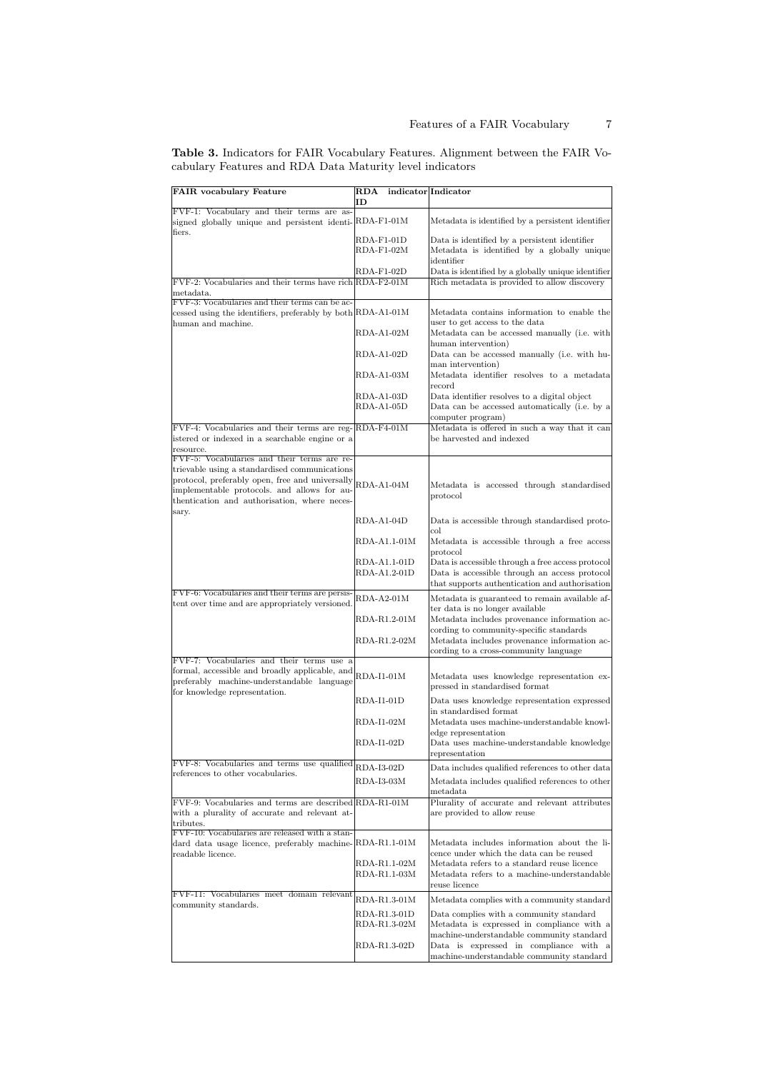**Table 3.** Indicators for FAIR Vocabulary Features. Alignment between the FAIR Vocabulary Features and RDA Data Maturity level indicators

| FAIR vocabulary Feature | RDA indicator ID | Indicator |
|---|---|---|
| FVF-1: Vocabulary and their terms are assigned globally unique and persistent identifiers. | RDA-F1-01M | Metadata is identified by a persistent identifier |
| | RDA-F1-01D | Data is identified by a persistent identifier |
| | RDA-F1-02M | Metadata is identified by a globally unique identifier |
| | RDA-F1-02D | Data is identified by a globally unique identifier |
| FVF-2: Vocabularies and their terms have rich metadata. | RDA-F2-01M | Rich metadata is provided to allow discovery |
| FVF-3: Vocabularies and their terms can be accessed using the identifiers, preferably by both human and machine. | RDA-A1-01M | Metadata contains information to enable the user to get access to the data |
| | RDA-A1-02M | Metadata can be accessed manually (i.e. with human intervention) |
| | RDA-A1-02D | Data can be accessed manually (i.e. with human intervention) |
| | RDA-A1-03M | Metadata identifier resolves to a metadata record |
| | RDA-A1-03D | Data identifier resolves to a digital object |
| | RDA-A1-05D | Data can be accessed automatically (i.e. by a computer program) |
| FVF-4: Vocabularies and their terms are registered or indexed in a searchable engine or a resource. | RDA-F4-01M | Metadata is offered in such a way that it can be harvested and indexed |
| FVF-5: Vocabularies and their terms are retrievable using a standardised communications protocol, preferably open, free and universally implementable protocols. and allows for authentication and authorisation, where necessary. | RDA-A1-04M | Metadata is accessed through standardised protocol |
| | RDA-A1-04D | Data is accessible through standardised protocol |
| | RDA-A1.1-01M | Metadata is accessible through a free access protocol |
| | RDA-A1.1-01D | Data is accessible through a free access protocol |
| | RDA-A1.2-01D | Data is accessible through an access protocol that supports authentication and authorisation |
| FVF-6: Vocabularies and their terms are persistent over time and are appropriately versioned. | RDA-A2-01M | Metadata is guaranteed to remain available after data is no longer available |
| | RDA-R1.2-01M | Metadata includes provenance information according to community-specific standards |
| | RDA-R1.2-02M | Metadata includes provenance information according to a cross-community language |
| FVF-7: Vocabularies and their terms use a formal, accessible and broadly applicable, and preferably machine-understandable language for knowledge representation. | RDA-I1-01M | Metadata uses knowledge representation expressed in standardised format |
| | RDA-I1-01D | Data uses knowledge representation expressed in standardised format |
| | RDA-I1-02M | Metadata uses machine-understandable knowledge representation |
| | RDA-I1-02D | Data uses machine-understandable knowledge representation |
| FVF-8: Vocabularies and terms use qualified references to other vocabularies. | RDA-I3-02D | Data includes qualified references to other data |
| | RDA-I3-03M | Metadata includes qualified references to other metadata |
| FVF-9: Vocabularies and terms are described with a plurality of accurate and relevant attributes. | RDA-R1-01M | Plurality of accurate and relevant attributes are provided to allow reuse |
| FVF-10: Vocabularies are released with a standard data usage licence, preferably machine-readable licence. | RDA-R1.1-01M | Metadata includes information about the licence under which the data can be reused |
| | RDA-R1.1-02M | Metadata refers to a standard reuse licence |
| | RDA-R1.1-03M | Metadata refers to a machine-understandable reuse licence |
| FVF-11: Vocabularies meet domain relevant community standards. | RDA-R1.3-01M | Metadata complies with a community standard |
| | RDA-R1.3-01D | Data complies with a community standard |
| | RDA-R1.3-02M | Metadata is expressed in compliance with a machine-understandable community standard |
| | RDA-R1.3-02D | Data is expressed in compliance with a machine-understandable community standard |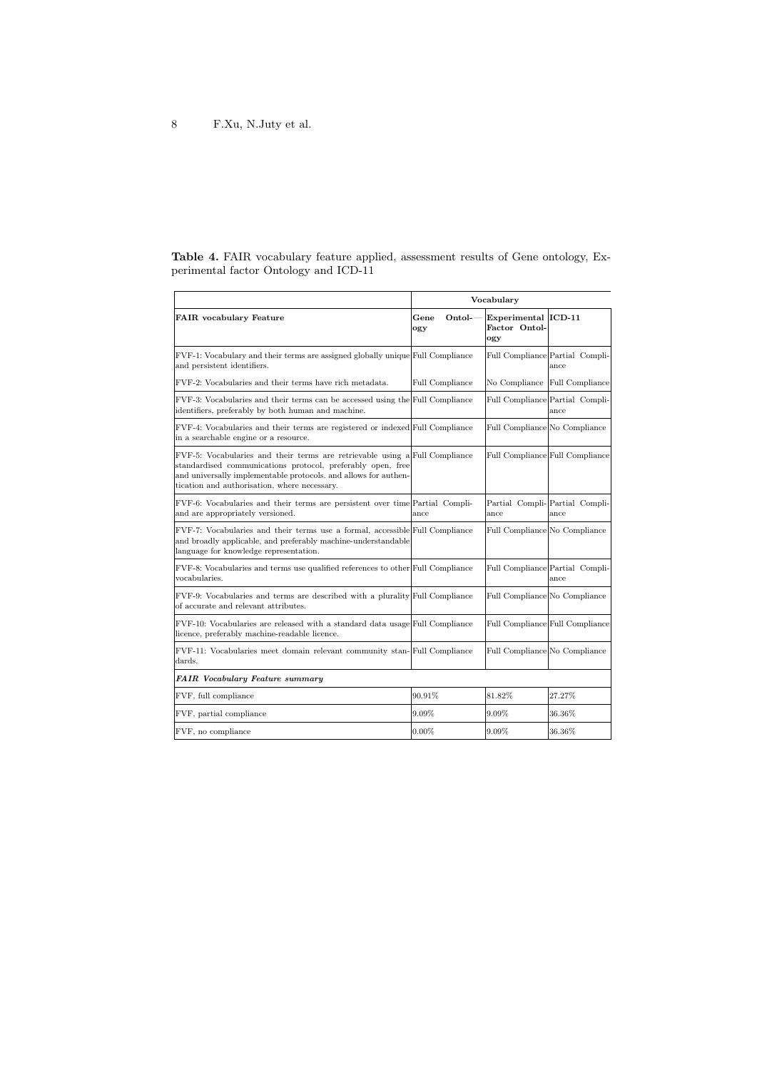**Table 4.** FAIR vocabulary feature applied, assessment results of Gene ontology, Experimental factor Ontology and ICD-11

| | Vocabulary | | |
|---|---|---|---|
| **FAIR vocabulary Feature** | **Gene Ontology** | **Experimental Factor Ontology** | **ICD-11** |
| FVF-1: Vocabulary and their terms are assigned globally unique and persistent identifiers. | Full Compliance | Full Compliance | Partial Compliance |
| FVF-2: Vocabularies and their terms have rich metadata. | Full Compliance | No Compliance | Full Compliance |
| FVF-3: Vocabularies and their terms can be accessed using the identifiers, preferably by both human and machine. | Full Compliance | Full Compliance | Partial Compliance |
| FVF-4: Vocabularies and their terms are registered or indexed in a searchable engine or a resource. | Full Compliance | Full Compliance | No Compliance |
| FVF-5: Vocabularies and their terms are retrievable using a standardised communications protocol, preferably open, free and universally implementable protocols. and allows for authentication and authorisation, where necessary. | Full Compliance | Full Compliance | Full Compliance |
| FVF-6: Vocabularies and their terms are persistent over time and are appropriately versioned. | Partial Compliance | Partial Compliance | Partial Compliance |
| FVF-7: Vocabularies and their terms use a formal, accessible and broadly applicable, and preferably machine-understandable language for knowledge representation. | Full Compliance | Full Compliance | No Compliance |
| FVF-8: Vocabularies and terms use qualified references to other vocabularies. | Full Compliance | Full Compliance | Partial Compliance |
| FVF-9: Vocabularies and terms are described with a plurality of accurate and relevant attributes. | Full Compliance | Full Compliance | No Compliance |
| FVF-10: Vocabularies are released with a standard data usage licence, preferably machine-readable licence. | Full Compliance | Full Compliance | Full Compliance |
| FVF-11: Vocabularies meet domain relevant community standards. | Full Compliance | Full Compliance | No Compliance |
| ***FAIR Vocabulary Feature summary*** | | | |
| FVF, full compliance | 90.91% | 81.82% | 27.27% |
| FVF, partial compliance | 9.09% | 9.09% | 36.36% |
| FVF, no compliance | 0.00% | 9.09% | 36.36% |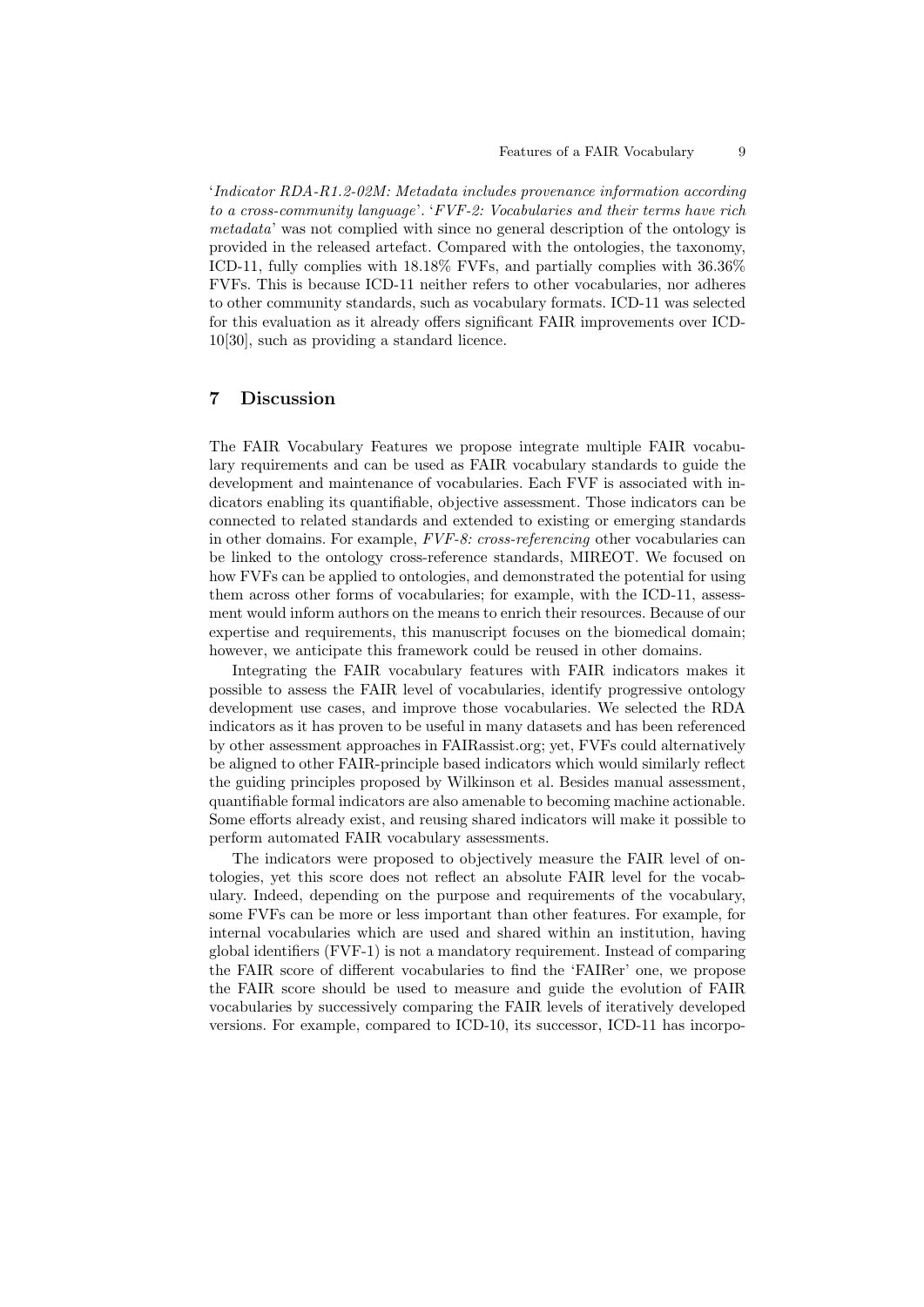'*Indicator RDA-R1.2-02M: Metadata includes provenance information according to a cross-community language*'. '*FVF-2: Vocabularies and their terms have rich metadata*' was not complied with since no general description of the ontology is provided in the released artefact. Compared with the ontologies, the taxonomy, ICD-11, fully complies with 18.18% FVFs, and partially complies with 36.36% FVFs. This is because ICD-11 neither refers to other vocabularies, nor adheres to other community standards, such as vocabulary formats. ICD-11 was selected for this evaluation as it already offers significant FAIR improvements over ICD-10[30], such as providing a standard licence.

## 7 Discussion

The FAIR Vocabulary Features we propose integrate multiple FAIR vocabulary requirements and can be used as FAIR vocabulary standards to guide the development and maintenance of vocabularies. Each FVF is associated with indicators enabling its quantifiable, objective assessment. Those indicators can be connected to related standards and extended to existing or emerging standards in other domains. For example, *FVF-8: cross-referencing* other vocabularies can be linked to the ontology cross-reference standards, MIREOT. We focused on how FVFs can be applied to ontologies, and demonstrated the potential for using them across other forms of vocabularies; for example, with the ICD-11, assessment would inform authors on the means to enrich their resources. Because of our expertise and requirements, this manuscript focuses on the biomedical domain; however, we anticipate this framework could be reused in other domains.

Integrating the FAIR vocabulary features with FAIR indicators makes it possible to assess the FAIR level of vocabularies, identify progressive ontology development use cases, and improve those vocabularies. We selected the RDA indicators as it has proven to be useful in many datasets and has been referenced by other assessment approaches in FAIRassist.org; yet, FVFs could alternatively be aligned to other FAIR-principle based indicators which would similarly reflect the guiding principles proposed by Wilkinson et al. Besides manual assessment, quantifiable formal indicators are also amenable to becoming machine actionable. Some efforts already exist, and reusing shared indicators will make it possible to perform automated FAIR vocabulary assessments.

The indicators were proposed to objectively measure the FAIR level of ontologies, yet this score does not reflect an absolute FAIR level for the vocabulary. Indeed, depending on the purpose and requirements of the vocabulary, some FVFs can be more or less important than other features. For example, for internal vocabularies which are used and shared within an institution, having global identifiers (FVF-1) is not a mandatory requirement. Instead of comparing the FAIR score of different vocabularies to find the 'FAIRer' one, we propose the FAIR score should be used to measure and guide the evolution of FAIR vocabularies by successively comparing the FAIR levels of iteratively developed versions. For example, compared to ICD-10, its successor, ICD-11 has incorpo-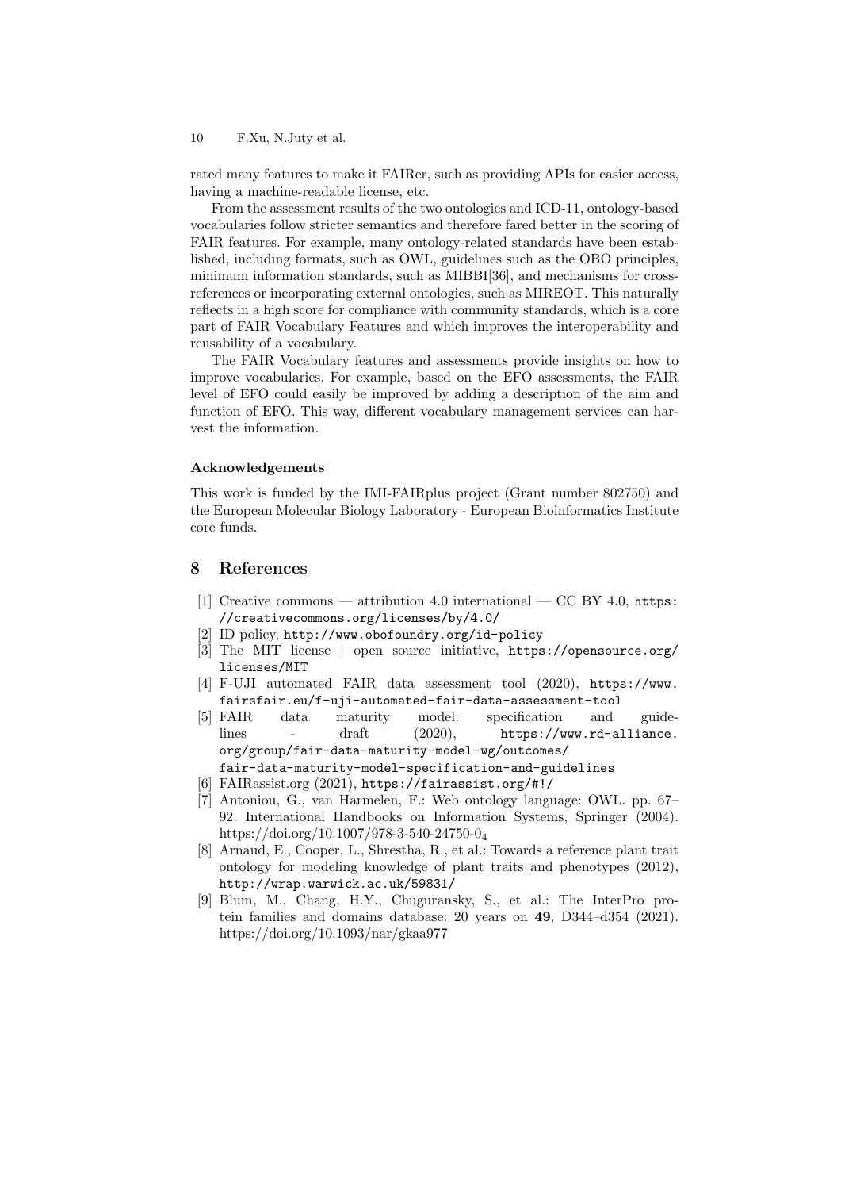rated many features to make it FAIRer, such as providing APIs for easier access, having a machine-readable license, etc.

From the assessment results of the two ontologies and ICD-11, ontology-based vocabularies follow stricter semantics and therefore fared better in the scoring of FAIR features. For example, many ontology-related standards have been established, including formats, such as OWL, guidelines such as the OBO principles, minimum information standards, such as MIBBI[36], and mechanisms for cross-references or incorporating external ontologies, such as MIREOT. This naturally reflects in a high score for compliance with community standards, which is a core part of FAIR Vocabulary Features and which improves the interoperability and reusability of a vocabulary.

The FAIR Vocabulary features and assessments provide insights on how to improve vocabularies. For example, based on the EFO assessments, the FAIR level of EFO could easily be improved by adding a description of the aim and function of EFO. This way, different vocabulary management services can harvest the information.

### Acknowledgements

This work is funded by the IMI-FAIRplus project (Grant number 802750) and the European Molecular Biology Laboratory - European Bioinformatics Institute core funds.

## 8 References

[1] Creative commons — attribution 4.0 international — CC BY 4.0, https://creativecommons.org/licenses/by/4.0/
[2] ID policy, http://www.obofoundry.org/id-policy
[3] The MIT license | open source initiative, https://opensource.org/licenses/MIT
[4] F-UJI automated FAIR data assessment tool (2020), https://www.fairsfair.eu/f-uji-automated-fair-data-assessment-tool
[5] FAIR data maturity model: specification and guidelines - draft (2020), https://www.rd-alliance.org/group/fair-data-maturity-model-wg/outcomes/fair-data-maturity-model-specification-and-guidelines
[6] FAIRassist.org (2021), https://fairassist.org/#!/
[7] Antoniou, G., van Harmelen, F.: Web ontology language: OWL. pp. 67–92. International Handbooks on Information Systems, Springer (2004). https://doi.org/10.1007/978-3-540-24750-0$_4$
[8] Arnaud, E., Cooper, L., Shrestha, R., et al.: Towards a reference plant trait ontology for modeling knowledge of plant traits and phenotypes (2012), http://wrap.warwick.ac.uk/59831/
[9] Blum, M., Chang, H.Y., Chuguransky, S., et al.: The InterPro protein families and domains database: 20 years on **49**, D344–d354 (2021). https://doi.org/10.1093/nar/gkaa977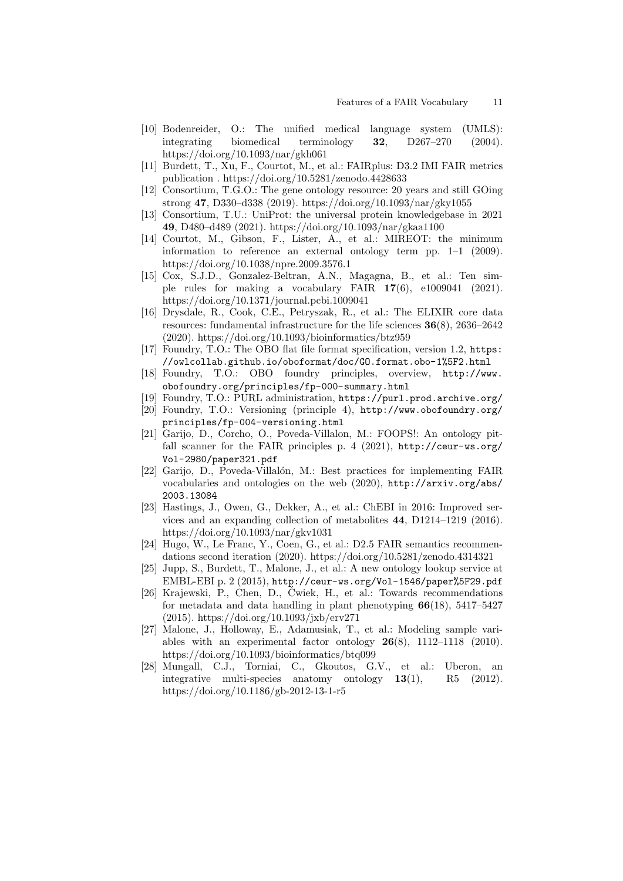[10] Bodenreider, O.: The unified medical language system (UMLS): integrating biomedical terminology **32**, D267–270 (2004). https://doi.org/10.1093/nar/gkh061

[11] Burdett, T., Xu, F., Courtot, M., et al.: FAIRplus: D3.2 IMI FAIR metrics publication . https://doi.org/10.5281/zenodo.4428633

[12] Consortium, T.G.O.: The gene ontology resource: 20 years and still GOing strong **47**, D330–d338 (2019). https://doi.org/10.1093/nar/gky1055

[13] Consortium, T.U.: UniProt: the universal protein knowledgebase in 2021 **49**, D480–d489 (2021). https://doi.org/10.1093/nar/gkaa1100

[14] Courtot, M., Gibson, F., Lister, A., et al.: MIREOT: the minimum information to reference an external ontology term pp. 1–1 (2009). https://doi.org/10.1038/npre.2009.3576.1

[15] Cox, S.J.D., Gonzalez-Beltran, A.N., Magagna, B., et al.: Ten simple rules for making a vocabulary FAIR **17**(6), e1009041 (2021). https://doi.org/10.1371/journal.pcbi.1009041

[16] Drysdale, R., Cook, C.E., Petryszak, R., et al.: The ELIXIR core data resources: fundamental infrastructure for the life sciences **36**(8), 2636–2642 (2020). https://doi.org/10.1093/bioinformatics/btz959

[17] Foundry, T.O.: The OBO flat file format specification, version 1.2, `https://owlcollab.github.io/oboformat/doc/GO.format.obo-1%5F2.html`

[18] Foundry, T.O.: OBO foundry principles, overview, `http://www.obofoundry.org/principles/fp-000-summary.html`

[19] Foundry, T.O.: PURL administration, `https://purl.prod.archive.org/`

[20] Foundry, T.O.: Versioning (principle 4), `http://www.obofoundry.org/principles/fp-004-versioning.html`

[21] Garijo, D., Corcho, O., Poveda-Villalon, M.: FOOPS!: An ontology pitfall scanner for the FAIR principles p. 4 (2021), `http://ceur-ws.org/Vol-2980/paper321.pdf`

[22] Garijo, D., Poveda-Villalón, M.: Best practices for implementing FAIR vocabularies and ontologies on the web (2020), `http://arxiv.org/abs/2003.13084`

[23] Hastings, J., Owen, G., Dekker, A., et al.: ChEBI in 2016: Improved services and an expanding collection of metabolites **44**, D1214–1219 (2016). https://doi.org/10.1093/nar/gkv1031

[24] Hugo, W., Le Franc, Y., Coen, G., et al.: D2.5 FAIR semantics recommendations second iteration (2020). https://doi.org/10.5281/zenodo.4314321

[25] Jupp, S., Burdett, T., Malone, J., et al.: A new ontology lookup service at EMBL-EBI p. 2 (2015), `http://ceur-ws.org/Vol-1546/paper%5F29.pdf`

[26] Krajewski, P., Chen, D., Ćwiek, H., et al.: Towards recommendations for metadata and data handling in plant phenotyping **66**(18), 5417–5427 (2015). https://doi.org/10.1093/jxb/erv271

[27] Malone, J., Holloway, E., Adamusiak, T., et al.: Modeling sample variables with an experimental factor ontology **26**(8), 1112–1118 (2010). https://doi.org/10.1093/bioinformatics/btq099

[28] Mungall, C.J., Torniai, C., Gkoutos, G.V., et al.: Uberon, an integrative multi-species anatomy ontology **13**(1), R5 (2012). https://doi.org/10.1186/gb-2012-13-1-r5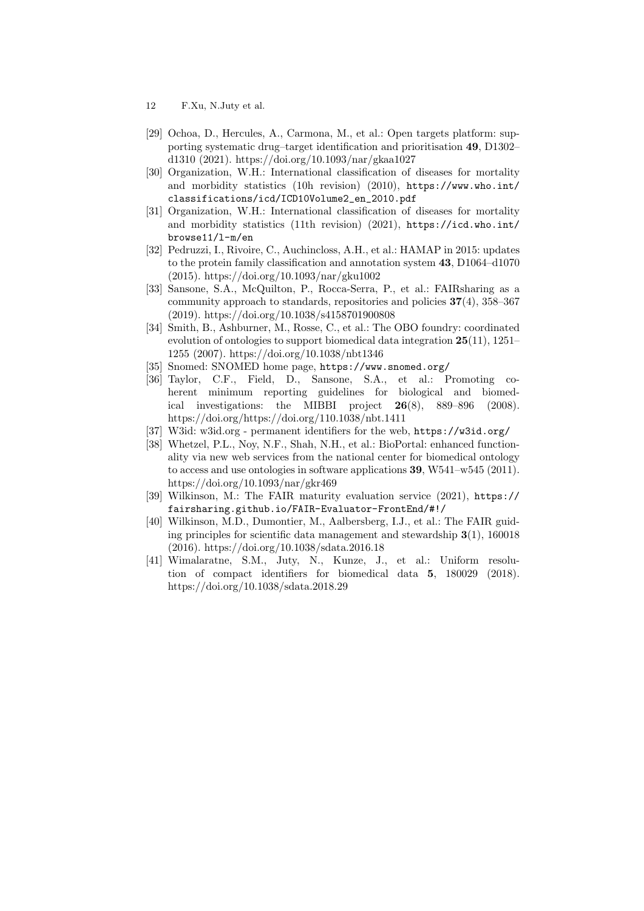[29] Ochoa, D., Hercules, A., Carmona, M., et al.: Open targets platform: supporting systematic drug–target identification and prioritisation **49**, D1302–d1310 (2021). https://doi.org/10.1093/nar/gkaa1027

[30] Organization, W.H.: International classification of diseases for mortality and morbidity statistics (10h revision) (2010), https://www.who.int/classifications/icd/ICD10Volume2_en_2010.pdf

[31] Organization, W.H.: International classification of diseases for mortality and morbidity statistics (11th revision) (2021), https://icd.who.int/browse11/l-m/en

[32] Pedruzzi, I., Rivoire, C., Auchincloss, A.H., et al.: HAMAP in 2015: updates to the protein family classification and annotation system **43**, D1064–d1070 (2015). https://doi.org/10.1093/nar/gku1002

[33] Sansone, S.A., McQuilton, P., Rocca-Serra, P., et al.: FAIRsharing as a community approach to standards, repositories and policies **37**(4), 358–367 (2019). https://doi.org/10.1038/s4158701900808

[34] Smith, B., Ashburner, M., Rosse, C., et al.: The OBO foundry: coordinated evolution of ontologies to support biomedical data integration **25**(11), 1251–1255 (2007). https://doi.org/10.1038/nbt1346

[35] Snomed: SNOMED home page, https://www.snomed.org/

[36] Taylor, C.F., Field, D., Sansone, S.A., et al.: Promoting coherent minimum reporting guidelines for biological and biomedical investigations: the MIBBI project **26**(8), 889–896 (2008). https://doi.org/https://doi.org/110.1038/nbt.1411

[37] W3id: w3id.org - permanent identifiers for the web, https://w3id.org/

[38] Whetzel, P.L., Noy, N.F., Shah, N.H., et al.: BioPortal: enhanced functionality via new web services from the national center for biomedical ontology to access and use ontologies in software applications **39**, W541–w545 (2011). https://doi.org/10.1093/nar/gkr469

[39] Wilkinson, M.: The FAIR maturity evaluation service (2021), https://fairsharing.github.io/FAIR-Evaluator-FrontEnd/#!/

[40] Wilkinson, M.D., Dumontier, M., Aalbersberg, I.J., et al.: The FAIR guiding principles for scientific data management and stewardship **3**(1), 160018 (2016). https://doi.org/10.1038/sdata.2016.18

[41] Wimalaratne, S.M., Juty, N., Kunze, J., et al.: Uniform resolution of compact identifiers for biomedical data **5**, 180029 (2018). https://doi.org/10.1038/sdata.2018.29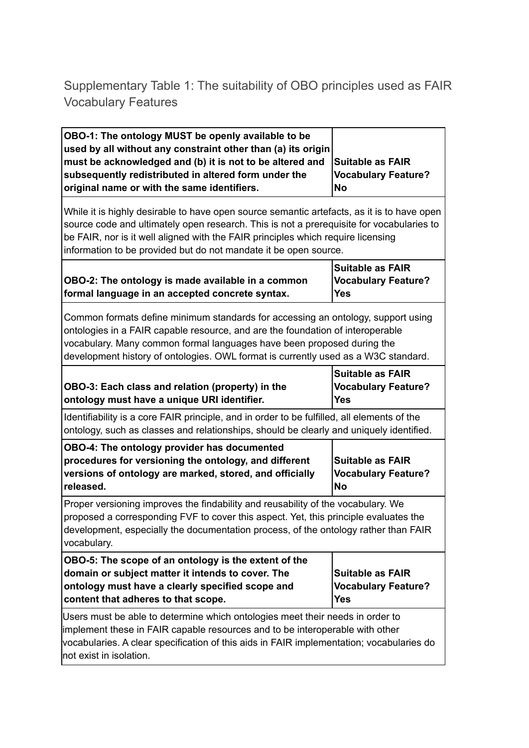Supplementary Table 1: The suitability of OBO principles used as FAIR Vocabulary Features

| **OBO-1: The ontology MUST be openly available to be used by all without any constraint other than (a) its origin must be acknowledged and (b) it is not to be altered and subsequently redistributed in altered form under the original name or with the same identifiers.** | **Suitable as FAIR Vocabulary Feature? No** |
|---|---|
| While it is highly desirable to have open source semantic artefacts, as it is to have open source code and ultimately open research. This is not a prerequisite for vocabularies to be FAIR, nor is it well aligned with the FAIR principles which require licensing information to be provided but do not mandate it be open source. | |
| **OBO-2: The ontology is made available in a common formal language in an accepted concrete syntax.** | **Suitable as FAIR Vocabulary Feature? Yes** |
| Common formats define minimum standards for accessing an ontology, support using ontologies in a FAIR capable resource, and are the foundation of interoperable vocabulary. Many common formal languages have been proposed during the development history of ontologies. OWL format is currently used as a W3C standard. | |
| **OBO-3: Each class and relation (property) in the ontology must have a unique URI identifier.** | **Suitable as FAIR Vocabulary Feature? Yes** |
| Identifiability is a core FAIR principle, and in order to be fulfilled, all elements of the ontology, such as classes and relationships, should be clearly and uniquely identified. | |
| **OBO-4: The ontology provider has documented procedures for versioning the ontology, and different versions of ontology are marked, stored, and officially released.** | **Suitable as FAIR Vocabulary Feature? No** |
| Proper versioning improves the findability and reusability of the vocabulary. We proposed a corresponding FVF to cover this aspect. Yet, this principle evaluates the development, especially the documentation process, of the ontology rather than FAIR vocabulary. | |
| **OBO-5: The scope of an ontology is the extent of the domain or subject matter it intends to cover. The ontology must have a clearly specified scope and content that adheres to that scope.** | **Suitable as FAIR Vocabulary Feature? Yes** |
| Users must be able to determine which ontologies meet their needs in order to implement these in FAIR capable resources and to be interoperable with other vocabularies. A clear specification of this aids in FAIR implementation; vocabularies do not exist in isolation. | |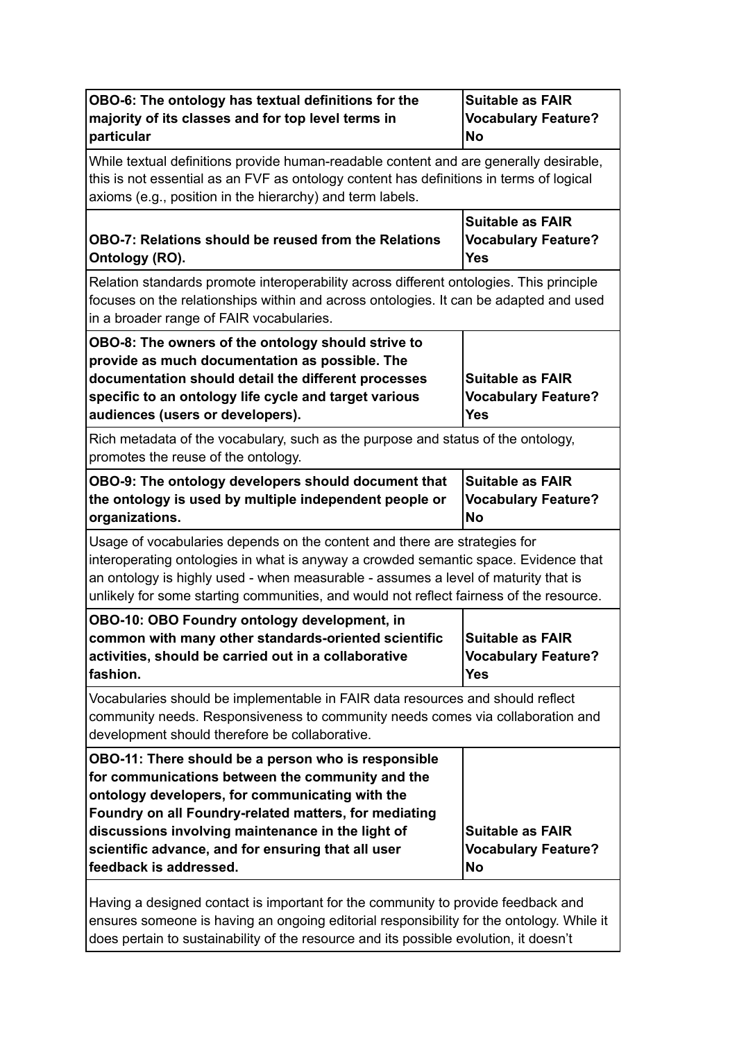| OBO-6: The ontology has textual definitions for the majority of its classes and for top level terms in particular | Suitable as FAIR Vocabulary Feature? No |
|---|---|
| While textual definitions provide human-readable content and are generally desirable, this is not essential as an FVF as ontology content has definitions in terms of logical axioms (e.g., position in the hierarchy) and term labels. | |
| **OBO-7: Relations should be reused from the Relations Ontology (RO).** | **Suitable as FAIR Vocabulary Feature? Yes** |
| Relation standards promote interoperability across different ontologies. This principle focuses on the relationships within and across ontologies. It can be adapted and used in a broader range of FAIR vocabularies. | |
| **OBO-8: The owners of the ontology should strive to provide as much documentation as possible. The documentation should detail the different processes specific to an ontology life cycle and target various audiences (users or developers).** | **Suitable as FAIR Vocabulary Feature? Yes** |
| Rich metadata of the vocabulary, such as the purpose and status of the ontology, promotes the reuse of the ontology. | |
| **OBO-9: The ontology developers should document that the ontology is used by multiple independent people or organizations.** | **Suitable as FAIR Vocabulary Feature? No** |
| Usage of vocabularies depends on the content and there are strategies for interoperating ontologies in what is anyway a crowded semantic space. Evidence that an ontology is highly used - when measurable - assumes a level of maturity that is unlikely for some starting communities, and would not reflect fairness of the resource. | |
| **OBO-10: OBO Foundry ontology development, in common with many other standards-oriented scientific activities, should be carried out in a collaborative fashion.** | **Suitable as FAIR Vocabulary Feature? Yes** |
| Vocabularies should be implementable in FAIR data resources and should reflect community needs. Responsiveness to community needs comes via collaboration and development should therefore be collaborative. | |
| **OBO-11: There should be a person who is responsible for communications between the community and the ontology developers, for communicating with the Foundry on all Foundry-related matters, for mediating discussions involving maintenance in the light of scientific advance, and for ensuring that all user feedback is addressed.** | **Suitable as FAIR Vocabulary Feature? No** |
| Having a designed contact is important for the community to provide feedback and ensures someone is having an ongoing editorial responsibility for the ontology. While it does pertain to sustainability of the resource and its possible evolution, it doesn't | |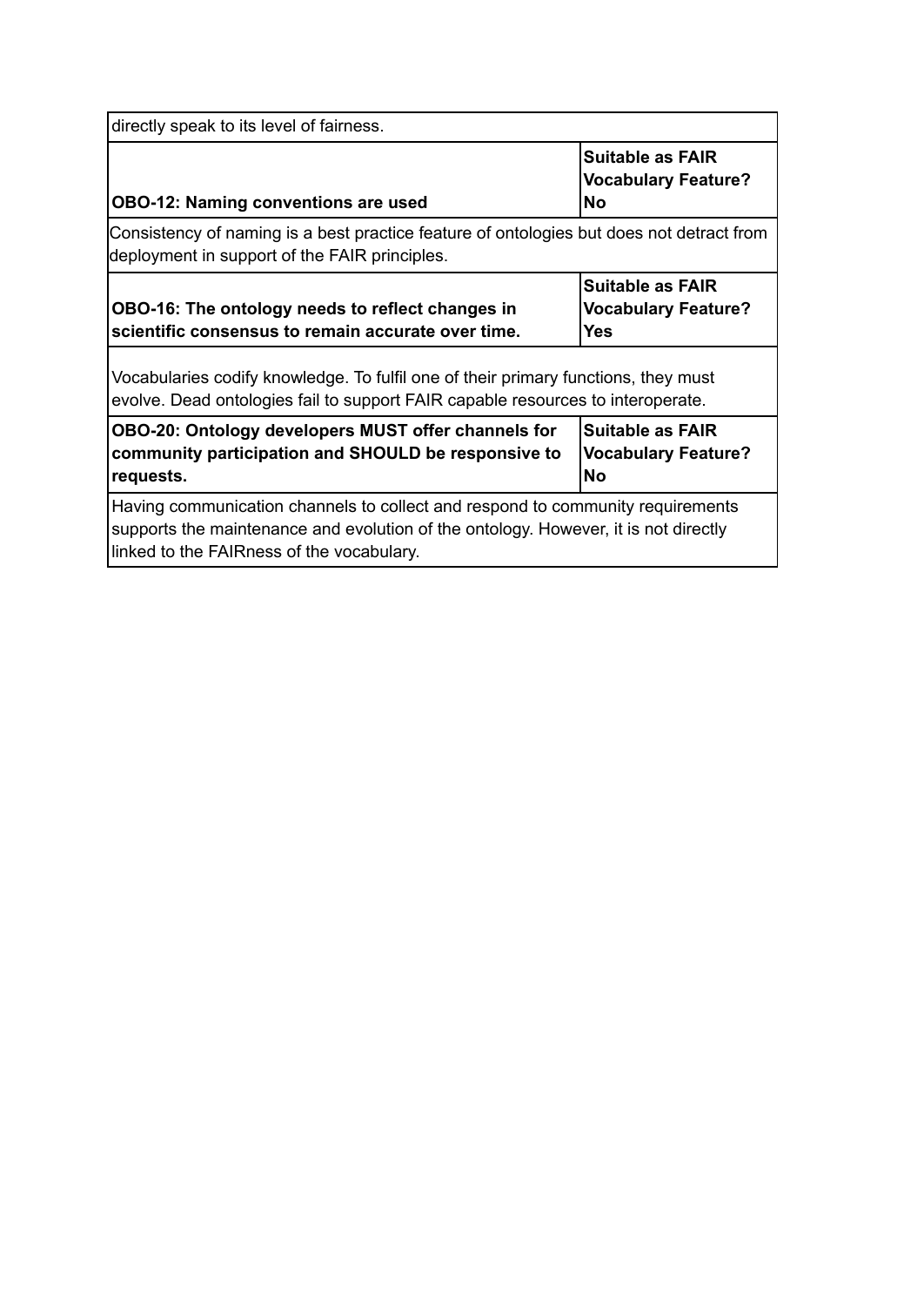| | |
|---|---|
| directly speak to its level of fairness. | |
| **OBO-12: Naming conventions are used** | **Suitable as FAIR Vocabulary Feature? No** |
| Consistency of naming is a best practice feature of ontologies but does not detract from deployment in support of the FAIR principles. | |
| **OBO-16: The ontology needs to reflect changes in scientific consensus to remain accurate over time.** | **Suitable as FAIR Vocabulary Feature? Yes** |
| Vocabularies codify knowledge. To fulfil one of their primary functions, they must evolve. Dead ontologies fail to support FAIR capable resources to interoperate. | |
| **OBO-20: Ontology developers MUST offer channels for community participation and SHOULD be responsive to requests.** | **Suitable as FAIR Vocabulary Feature? No** |
| Having communication channels to collect and respond to community requirements supports the maintenance and evolution of the ontology. However, it is not directly linked to the FAIRness of the vocabulary. | |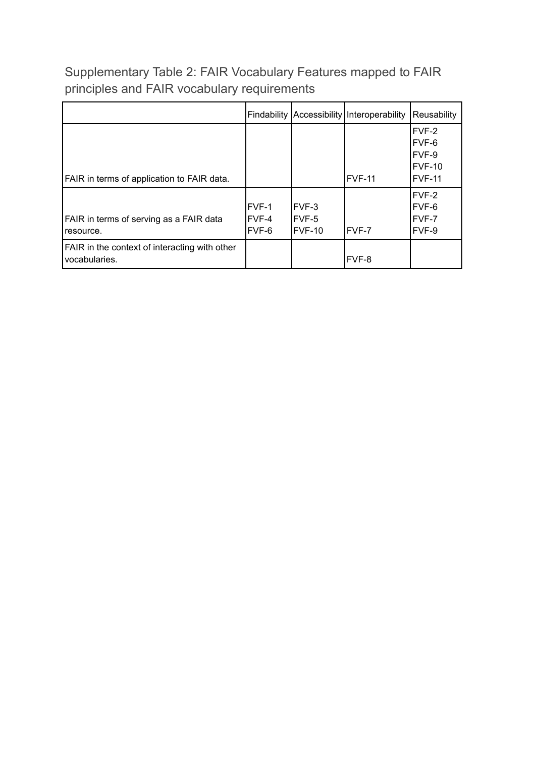Supplementary Table 2: FAIR Vocabulary Features mapped to FAIR principles and FAIR vocabulary requirements

| | Findability | Accessibility | Interoperability | Reusability |
|---|---|---|---|---|
| FAIR in terms of application to FAIR data. | | | FVF-11 | FVF-2<br>FVF-6<br>FVF-9<br>FVF-10<br>FVF-11 |
| FAIR in terms of serving as a FAIR data resource. | FVF-1<br>FVF-4<br>FVF-6 | FVF-3<br>FVF-5<br>FVF-10 | FVF-7 | FVF-2<br>FVF-6<br>FVF-7<br>FVF-9 |
| FAIR in the context of interacting with other vocabularies. | | | FVF-8 | |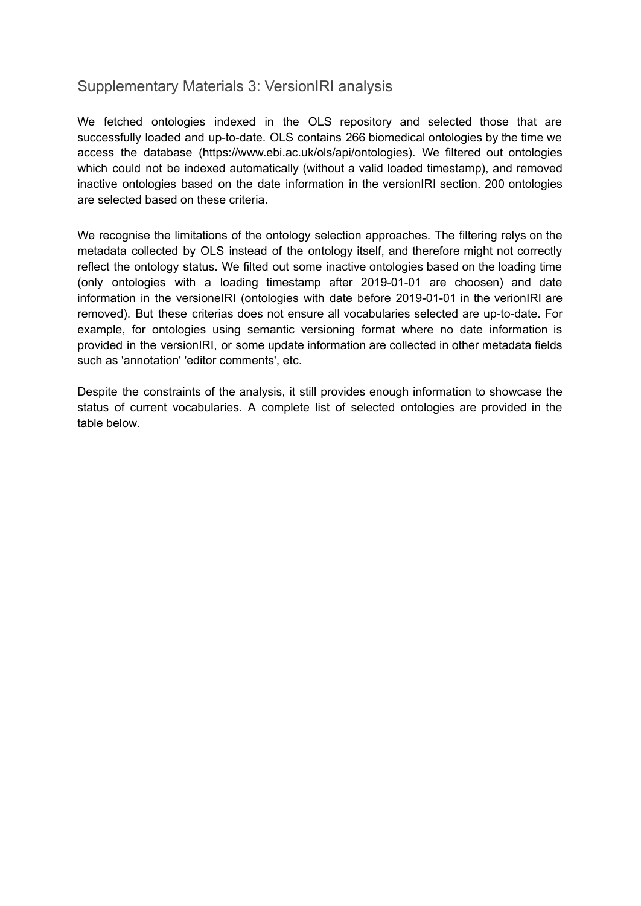## Supplementary Materials 3: VersionIRI analysis

We fetched ontologies indexed in the OLS repository and selected those that are successfully loaded and up-to-date. OLS contains 266 biomedical ontologies by the time we access the database (https://www.ebi.ac.uk/ols/api/ontologies). We filtered out ontologies which could not be indexed automatically (without a valid loaded timestamp), and removed inactive ontologies based on the date information in the versionIRI section. 200 ontologies are selected based on these criteria.

We recognise the limitations of the ontology selection approaches. The filtering relys on the metadata collected by OLS instead of the ontology itself, and therefore might not correctly reflect the ontology status. We filted out some inactive ontologies based on the loading time (only ontologies with a loading timestamp after 2019-01-01 are choosen) and date information in the versioneIRI (ontologies with date before 2019-01-01 in the verionIRI are removed). But these criterias does not ensure all vocabularies selected are up-to-date. For example, for ontologies using semantic versioning format where no date information is provided in the versionIRI, or some update information are collected in other metadata fields such as 'annotation' 'editor comments', etc.

Despite the constraints of the analysis, it still provides enough information to showcase the status of current vocabularies. A complete list of selected ontologies are provided in the table below.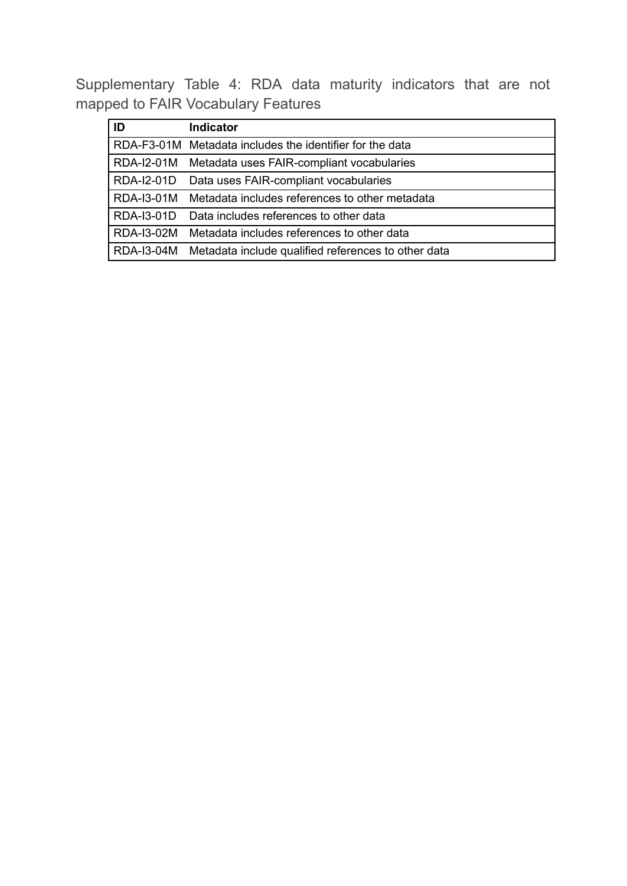Supplementary Table 4: RDA data maturity indicators that are not mapped to FAIR Vocabulary Features

| ID | Indicator |
|---|---|
| RDA-F3-01M | Metadata includes the identifier for the data |
| RDA-I2-01M | Metadata uses FAIR-compliant vocabularies |
| RDA-I2-01D | Data uses FAIR-compliant vocabularies |
| RDA-I3-01M | Metadata includes references to other metadata |
| RDA-I3-01D | Data includes references to other data |
| RDA-I3-02M | Metadata includes references to other data |
| RDA-I3-04M | Metadata include qualified references to other data |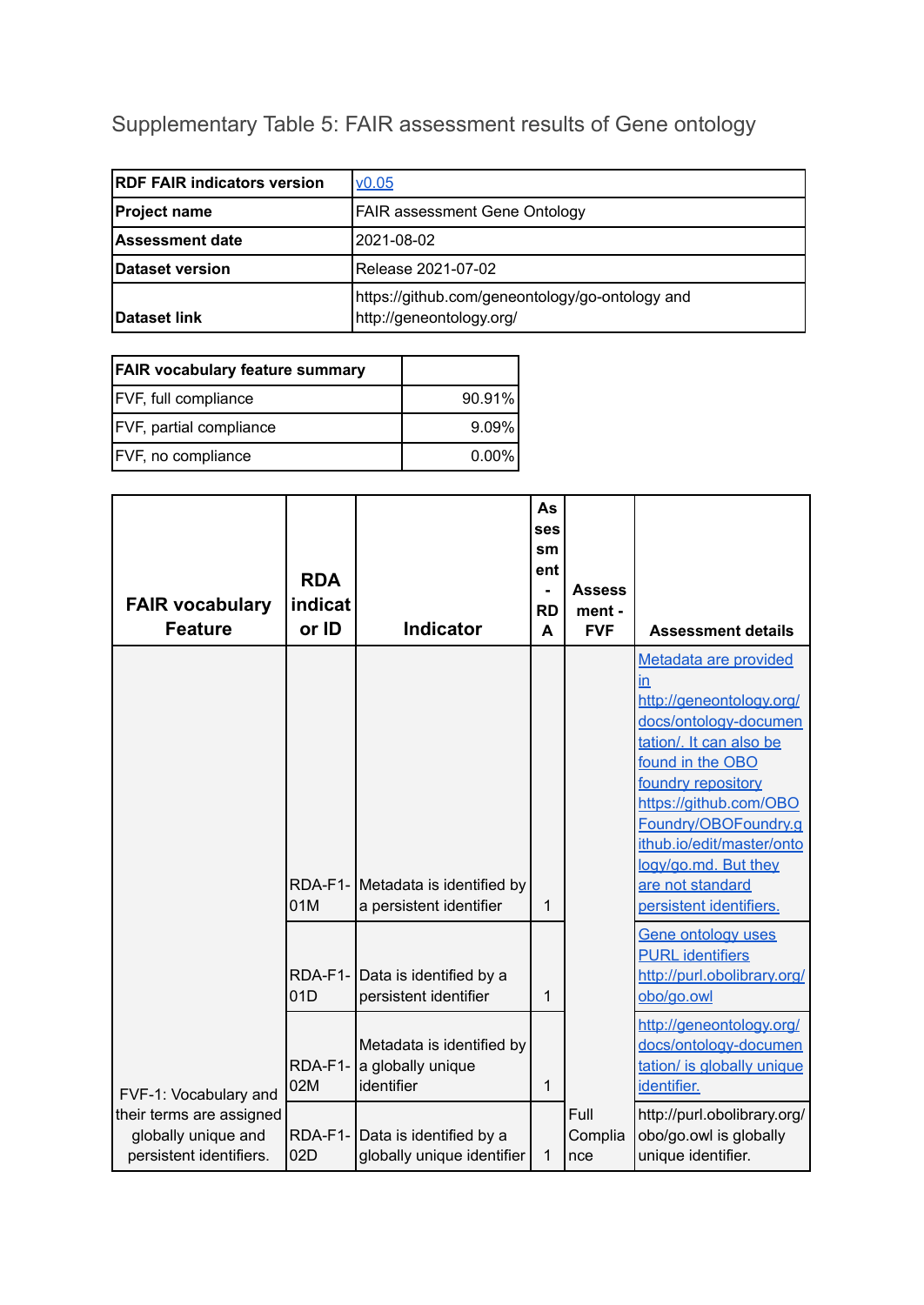Supplementary Table 5: FAIR assessment results of Gene ontology

| RDF FAIR indicators version | v0.05 |
|---|---|
| Project name | FAIR assessment Gene Ontology |
| Assessment date | 2021-08-02 |
| Dataset version | Release 2021-07-02 |
| Dataset link | https://github.com/geneontology/go-ontology and http://geneontology.org/ |

| FAIR vocabulary feature summary | |
|---|---|
| FVF, full compliance | 90.91% |
| FVF, partial compliance | 9.09% |
| FVF, no compliance | 0.00% |

| FAIR vocabulary Feature | RDA indicator or ID | Indicator | Assessment - RDA | Assessment - FVF | Assessment details |
|---|---|---|---|---|---|
| FVF-1: Vocabulary and their terms are assigned globally unique and persistent identifiers. | RDA-F1-01M | Metadata is identified by a persistent identifier | 1 | Full Compliance | Metadata are provided in http://geneontology.org/docs/ontology-documentation/. It can also be found in the OBO foundry repository https://github.com/OBOFoundry/OBOFoundry.github.io/edit/master/ontology/go.md. But they are not standard persistent identifiers. |
| | RDA-F1-01D | Data is identified by a persistent identifier | 1 | | Gene ontology uses PURL identifiers http://purl.obolibrary.org/obo/go.owl |
| | RDA-F1-02M | Metadata is identified by a globally unique identifier | 1 | | http://geneontology.org/docs/ontology-documentation/ is globally unique identifier. |
| | RDA-F1-02D | Data is identified by a globally unique identifier | 1 | | http://purl.obolibrary.org/obo/go.owl is globally unique identifier. |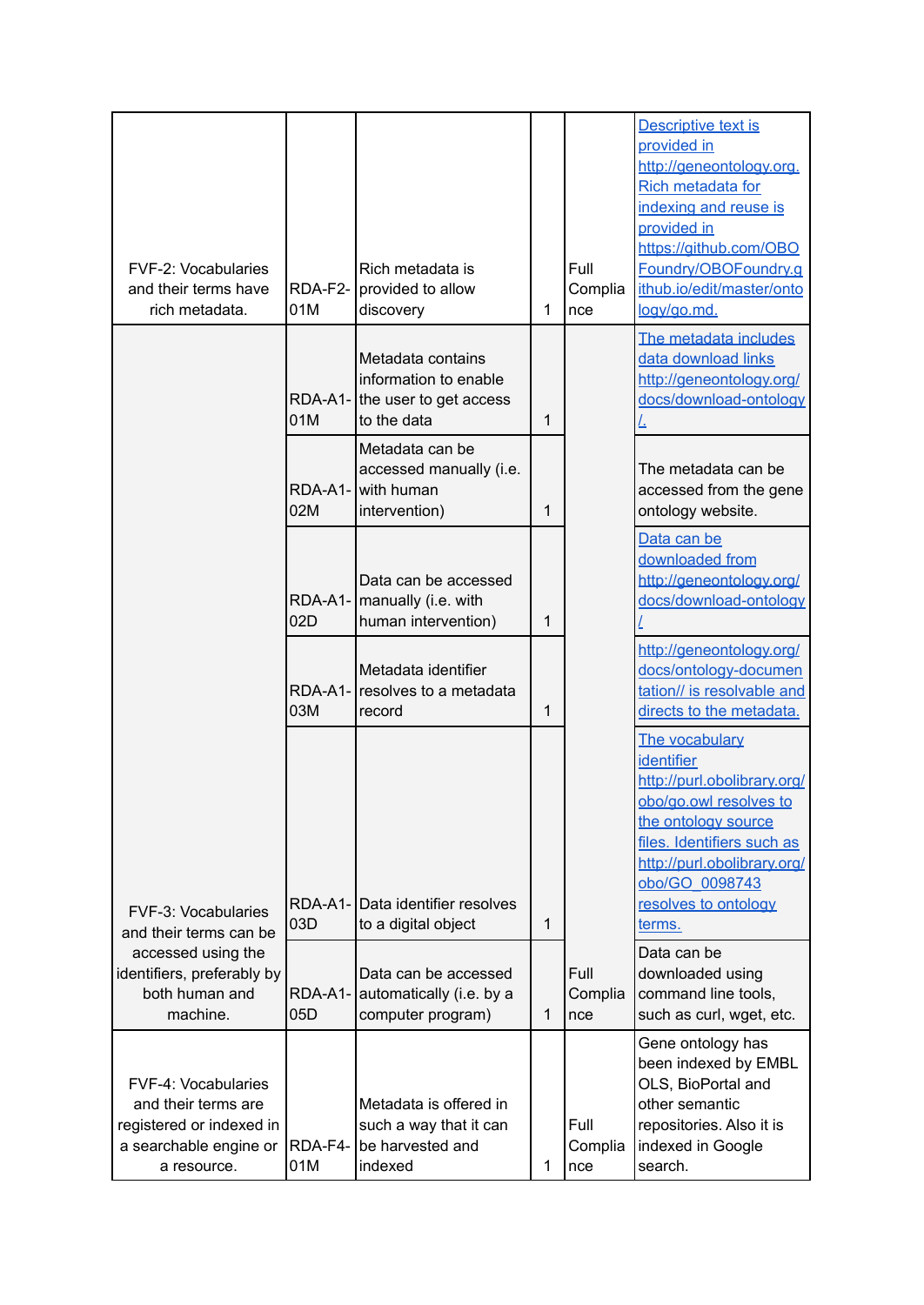| | | | | | |
|---|---|---|---|---|---|
| FVF-2: Vocabularies and their terms have rich metadata. | RDA-F2-01M | Rich metadata is provided to allow discovery | 1 | Full Compliance | Descriptive text is provided in http://geneontology.org. Rich metadata for indexing and reuse is provided in https://github.com/OBOFoundry/OBOFoundry.github.io/edit/master/ontology/go.md. |
| FVF-3: Vocabularies and their terms can be accessed using the identifiers, preferably by both human and machine. | RDA-A1-01M | Metadata contains information to enable the user to get access to the data | 1 | Full Compliance | The metadata includes data download links http://geneontology.org/docs/download-ontology/. |
| | RDA-A1-02M | Metadata can be accessed manually (i.e. with human intervention) | 1 | | The metadata can be accessed from the gene ontology website. |
| | RDA-A1-02D | Data can be accessed manually (i.e. with human intervention) | 1 | | Data can be downloaded from http://geneontology.org/docs/download-ontology/ |
| | RDA-A1-03M | Metadata identifier resolves to a metadata record | 1 | | http://geneontology.org/docs/ontology-documentation// is resolvable and directs to the metadata. |
| | RDA-A1-03D | Data identifier resolves to a digital object | 1 | | The vocabulary identifier http://purl.obolibrary.org/obo/go.owl resolves to the ontology source files. Identifiers such as http://purl.obolibrary.org/obo/GO_0098743 resolves to ontology terms. |
| | RDA-A1-05D | Data can be accessed automatically (i.e. by a computer program) | 1 | | Data can be downloaded using command line tools, such as curl, wget, etc. |
| FVF-4: Vocabularies and their terms are registered or indexed in a searchable engine or a resource. | RDA-F4-01M | Metadata is offered in such a way that it can be harvested and indexed | 1 | Full Compliance | Gene ontology has been indexed by EMBL OLS, BioPortal and other semantic repositories. Also it is indexed in Google search. |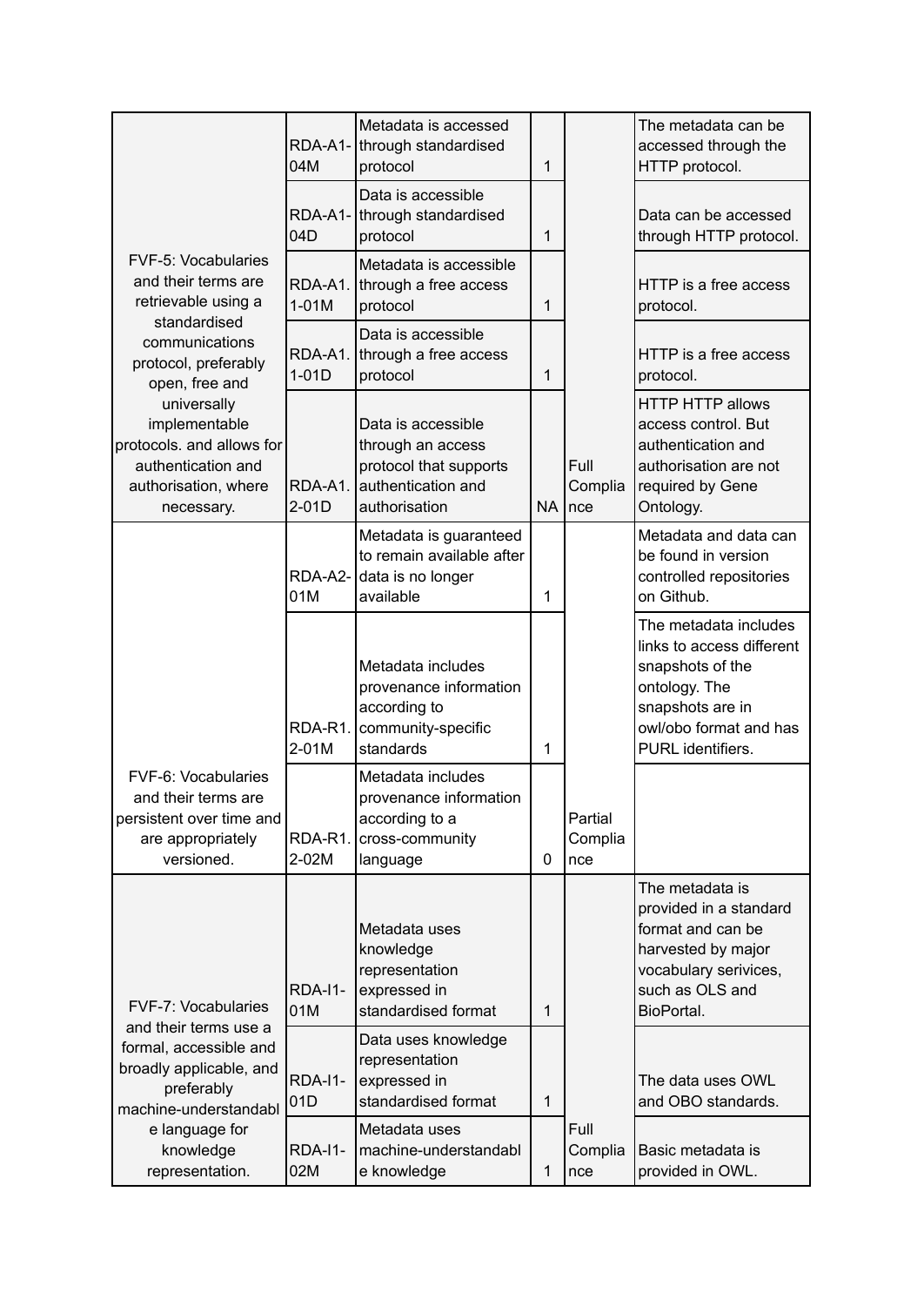| | | | | | |
|---|---|---|---|---|---|
| FVF-5: Vocabularies and their terms are retrievable using a standardised communications protocol, preferably open, free and universally implementable protocols. and allows for authentication and authorisation, where necessary. | RDA-A1-04M | Metadata is accessed through standardised protocol | 1 | Full Compliance | The metadata can be accessed through the HTTP protocol. |
| | RDA-A1-04D | Data is accessible through standardised protocol | 1 | | Data can be accessed through HTTP protocol. |
| | RDA-A1.1-01M | Metadata is accessible through a free access protocol | 1 | | HTTP is a free access protocol. |
| | RDA-A1.1-01D | Data is accessible through a free access protocol | 1 | | HTTP is a free access protocol. |
| | RDA-A1.2-01D | Data is accessible through an access protocol that supports authentication and authorisation | NA | | HTTP HTTP allows access control. But authentication and authorisation are not required by Gene Ontology. |
| FVF-6: Vocabularies and their terms are persistent over time and are appropriately versioned. | RDA-A2-01M | Metadata is guaranteed to remain available after data is no longer available | 1 | Partial Compliance | Metadata and data can be found in version controlled repositories on Github. |
| | RDA-R1.2-01M | Metadata includes provenance information according to community-specific standards | 1 | | The metadata includes links to access different snapshots of the ontology. The snapshots are in owl/obo format and has PURL identifiers. |
| | RDA-R1.2-02M | Metadata includes provenance information according to a cross-community language | 0 | | |
| FVF-7: Vocabularies and their terms use a formal, accessible and broadly applicable, and preferably machine-understandable language for knowledge representation. | RDA-I1-01M | Metadata uses knowledge representation expressed in standardised format | 1 | Full Compliance | The metadata is provided in a standard format and can be harvested by major vocabulary serivices, such as OLS and BioPortal. |
| | RDA-I1-01D | Data uses knowledge representation expressed in standardised format | 1 | | The data uses OWL and OBO standards. |
| | RDA-I1-02M | Metadata uses machine-understandable knowledge | 1 | | Basic metadata is provided in OWL. |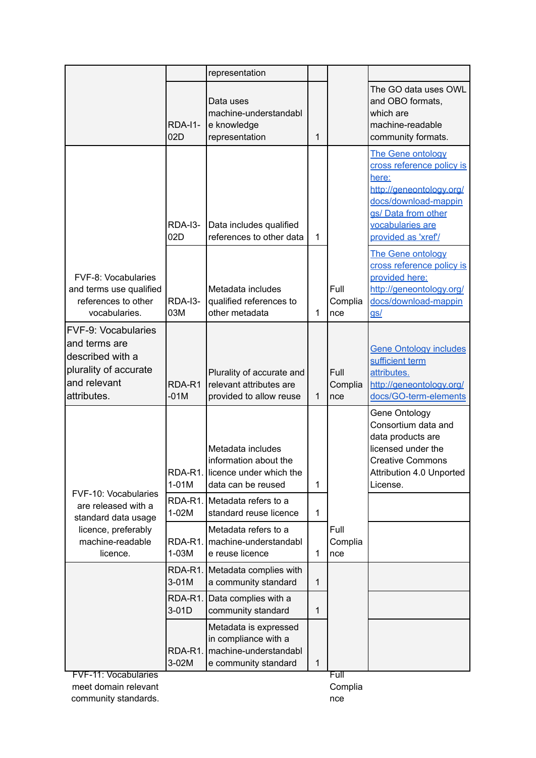| | | representation | | | |
|---|---|---|---|---|---|
| | RDA-I1-02D | Data uses machine-understandable knowledge representation | 1 | | The GO data uses OWL and OBO formats, which are machine-readable community formats. |
| FVF-8: Vocabularies and terms use qualified references to other vocabularies. | RDA-I3-02D | Data includes qualified references to other data | 1 | Full Compliance | The Gene ontology cross reference policy is here: http://geneontology.org/docs/download-mappings/ Data from other vocabularies are provided as 'xref'/ |
| | RDA-I3-03M | Metadata includes qualified references to other metadata | 1 | | The Gene ontology cross reference policy is provided here: http://geneontology.org/docs/download-mappings/ |
| FVF-9: Vocabularies and terms are described with a plurality of accurate and relevant attributes. | RDA-R1-01M | Plurality of accurate and relevant attributes are provided to allow reuse | 1 | Full Compliance | Gene Ontology includes sufficient term attributes. http://geneontology.org/docs/GO-term-elements |
| FVF-10: Vocabularies are released with a standard data usage licence, preferably machine-readable licence. | RDA-R1.1-01M | Metadata includes information about the licence under which the data can be reused | 1 | Full Compliance | Gene Ontology Consortium data and data products are licensed under the Creative Commons Attribution 4.0 Unported License. |
| | RDA-R1.1-02M | Metadata refers to a standard reuse licence | 1 | | |
| | RDA-R1.1-03M | Metadata refers to a machine-understandable reuse licence | 1 | | |
| FVF-11: Vocabularies meet domain relevant community standards. | RDA-R1.3-01M | Metadata complies with a community standard | 1 | Full Compliance | |
| | RDA-R1.3-01D | Data complies with a community standard | 1 | | |
| | RDA-R1.3-02M | Metadata is expressed in compliance with a machine-understandable community standard | 1 | | |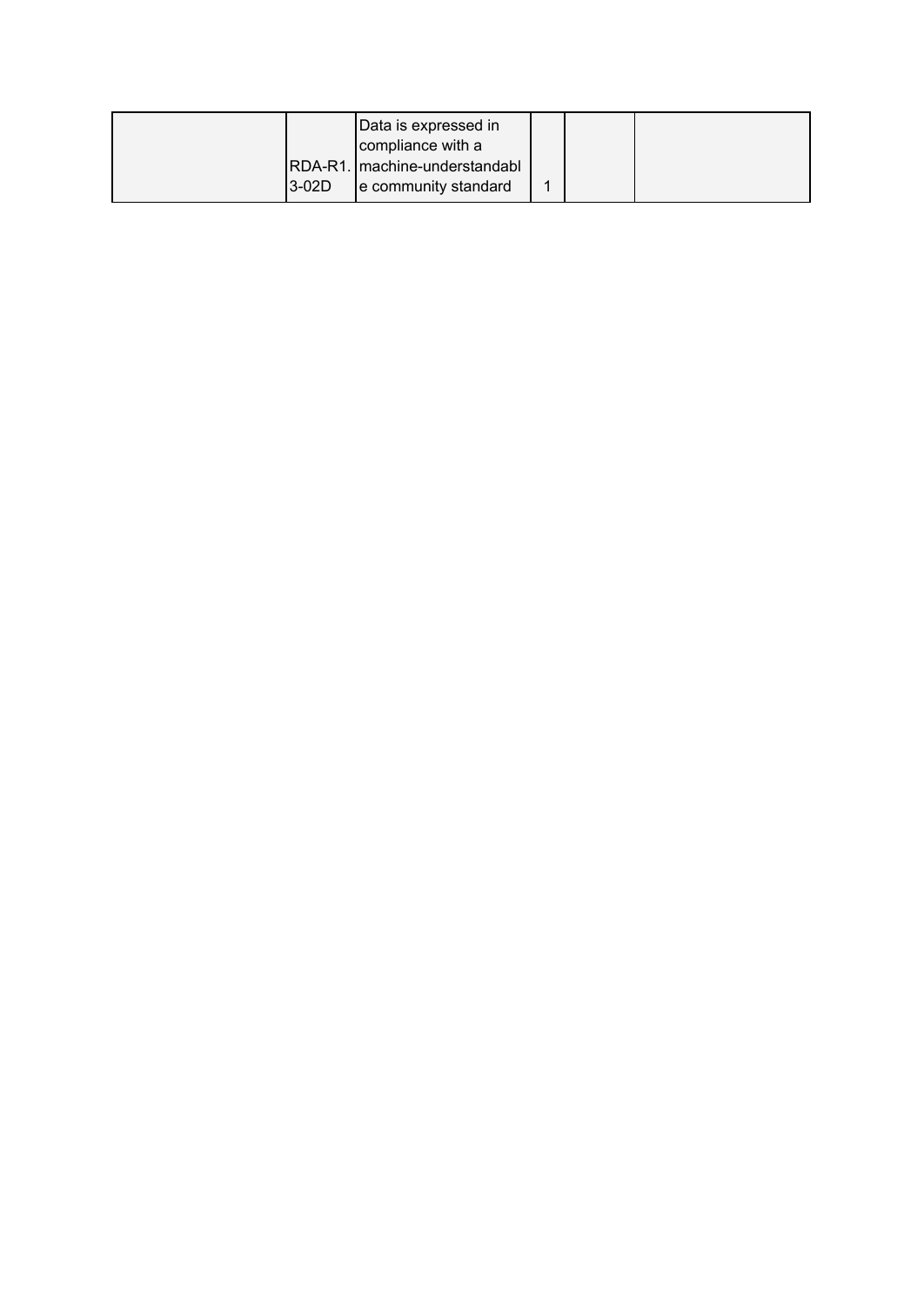| | | | | | |
|---|---|---|---|---|---|
| | RDA-R1.3-02D | Data is expressed in compliance with a machine-understandable community standard | 1 | | |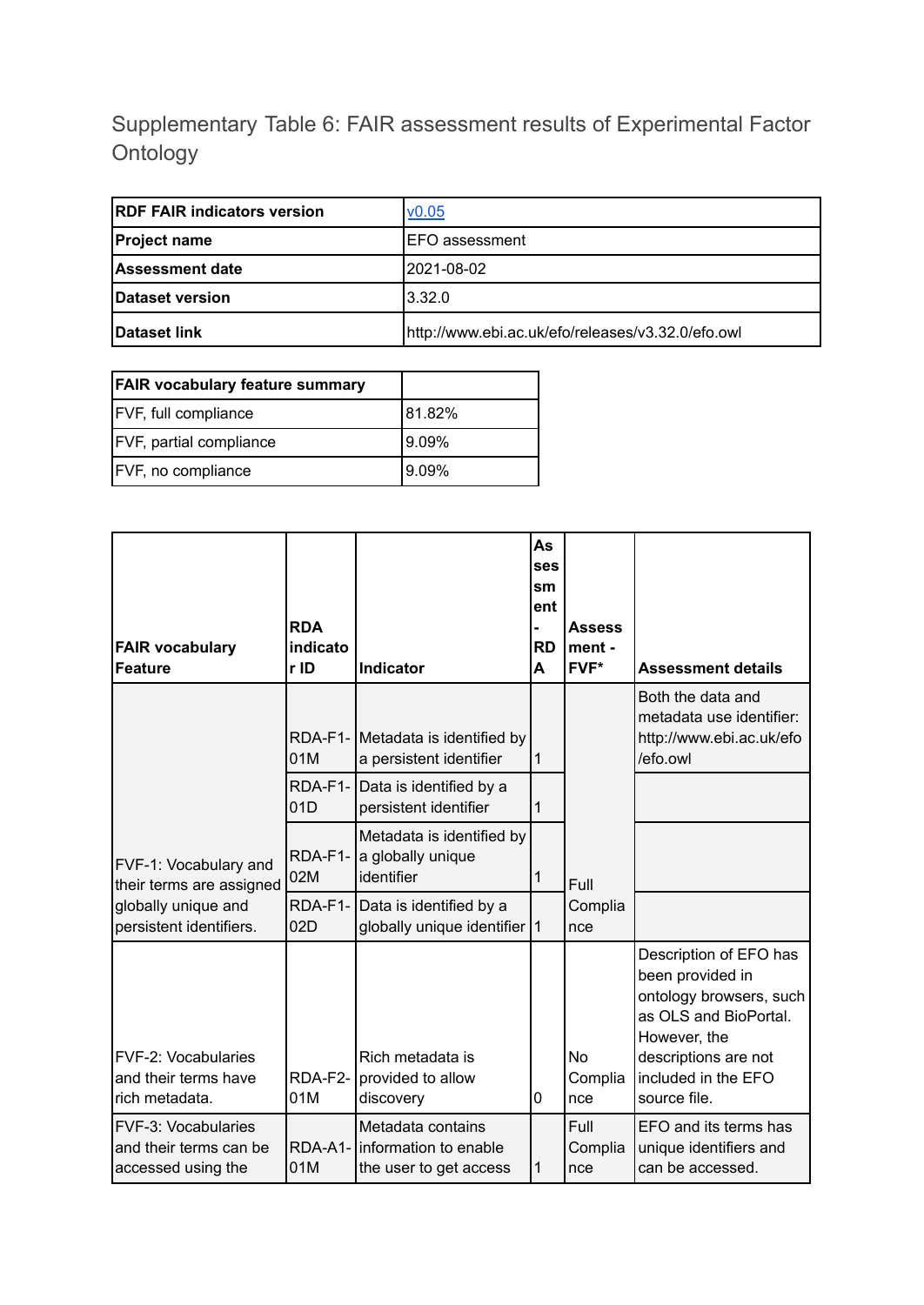Supplementary Table 6: FAIR assessment results of Experimental Factor Ontology

| RDF FAIR indicators version | v0.05 |
|---|---|
| Project name | EFO assessment |
| Assessment date | 2021-08-02 |
| Dataset version | 3.32.0 |
| Dataset link | http://www.ebi.ac.uk/efo/releases/v3.32.0/efo.owl |

| FAIR vocabulary feature summary | |
|---|---|
| FVF, full compliance | 81.82% |
| FVF, partial compliance | 9.09% |
| FVF, no compliance | 9.09% |

| FAIR vocabulary Feature | RDA indicator ID | Indicator | Assessment - RDA | Assessment - FVF* | Assessment details |
|---|---|---|---|---|---|
| FVF-1: Vocabulary and their terms are assigned globally unique and persistent identifiers. | RDA-F1-01M | Metadata is identified by a persistent identifier | 1 | Full Compliance | Both the data and metadata use identifier: http://www.ebi.ac.uk/efo/efo.owl |
| | RDA-F1-01D | Data is identified by a persistent identifier | 1 | | |
| | RDA-F1-02M | Metadata is identified by a globally unique identifier | 1 | | |
| | RDA-F1-02D | Data is identified by a globally unique identifier | 1 | | |
| FVF-2: Vocabularies and their terms have rich metadata. | RDA-F2-01M | Rich metadata is provided to allow discovery | 0 | No Compliance | Description of EFO has been provided in ontology browsers, such as OLS and BioPortal. However, the descriptions are not included in the EFO source file. |
| FVF-3: Vocabularies and their terms can be accessed using the | RDA-A1-01M | Metadata contains information to enable the user to get access | 1 | Full Compliance | EFO and its terms has unique identifiers and can be accessed. |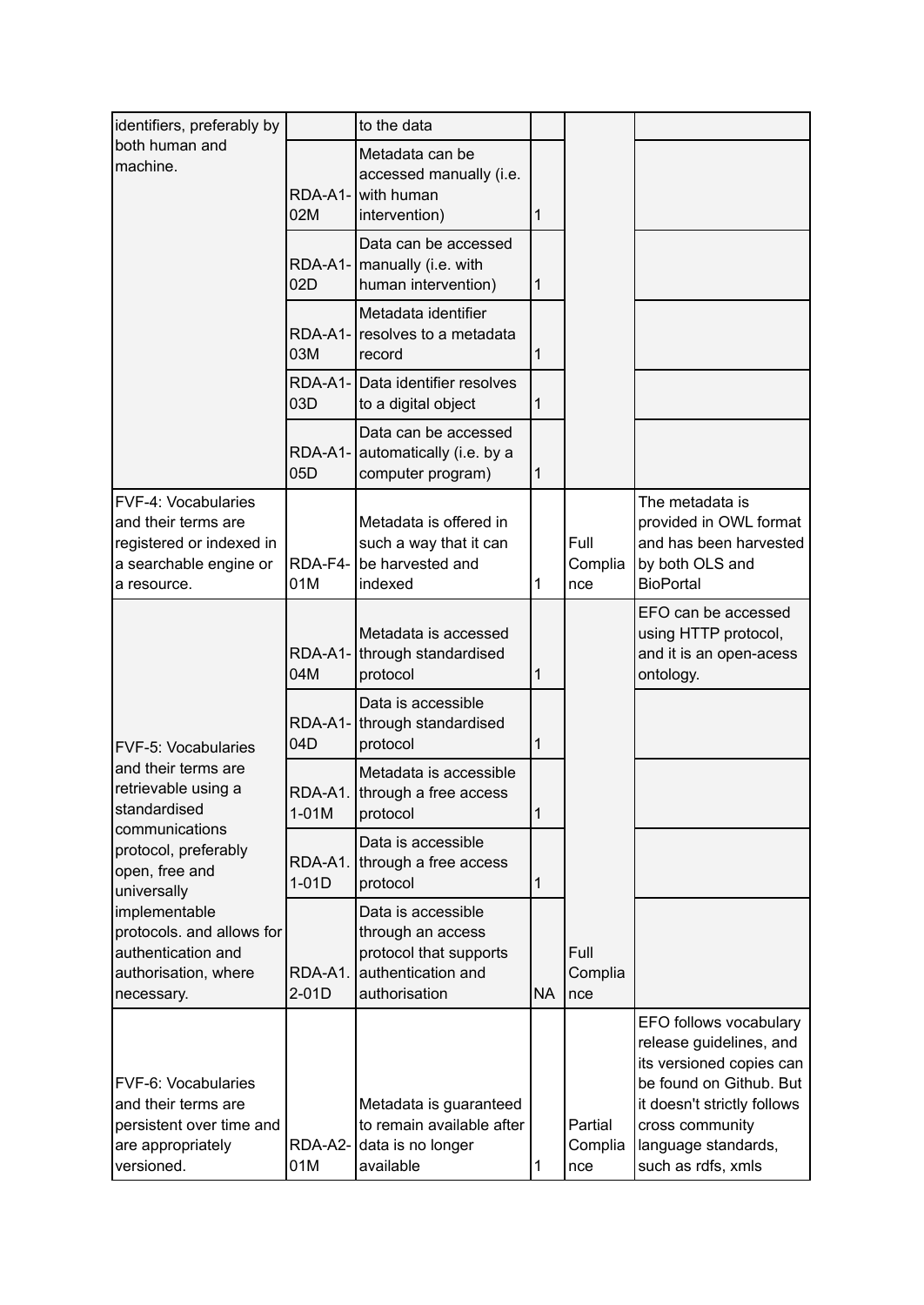| | | | | | |
|---|---|---|---|---|---|
| identifiers, preferably by both human and machine. | | to the data | | | |
| | RDA-A1-02M | Metadata can be accessed manually (i.e. with human intervention) | 1 | | |
| | RDA-A1-02D | Data can be accessed manually (i.e. with human intervention) | 1 | | |
| | RDA-A1-03M | Metadata identifier resolves to a metadata record | 1 | | |
| | RDA-A1-03D | Data identifier resolves to a digital object | 1 | | |
| | RDA-A1-05D | Data can be accessed automatically (i.e. by a computer program) | 1 | | |
| FVF-4: Vocabularies and their terms are registered or indexed in a searchable engine or a resource. | RDA-F4-01M | Metadata is offered in such a way that it can be harvested and indexed | 1 | Full Compliance | The metadata is provided in OWL format and has been harvested by both OLS and BioPortal |
| FVF-5: Vocabularies and their terms are retrievable using a standardised communications protocol, preferably open, free and universally implementable protocols. and allows for authentication and authorisation, where necessary. | RDA-A1-04M | Metadata is accessed through standardised protocol | 1 | Full Compliance | EFO can be accessed using HTTP protocol, and it is an open-acess ontology. |
| | RDA-A1-04D | Data is accessible through standardised protocol | 1 | | |
| | RDA-A1.1-01M | Metadata is accessible through a free access protocol | 1 | | |
| | RDA-A1.1-01D | Data is accessible through a free access protocol | 1 | | |
| | RDA-A1.2-01D | Data is accessible through an access protocol that supports authentication and authorisation | NA | | |
| FVF-6: Vocabularies and their terms are persistent over time and are appropriately versioned. | RDA-A2-01M | Metadata is guaranteed to remain available after data is no longer available | 1 | Partial Compliance | EFO follows vocabulary release guidelines, and its versioned copies can be found on Github. But it doesn't strictly follows cross community language standards, such as rdfs, xmls |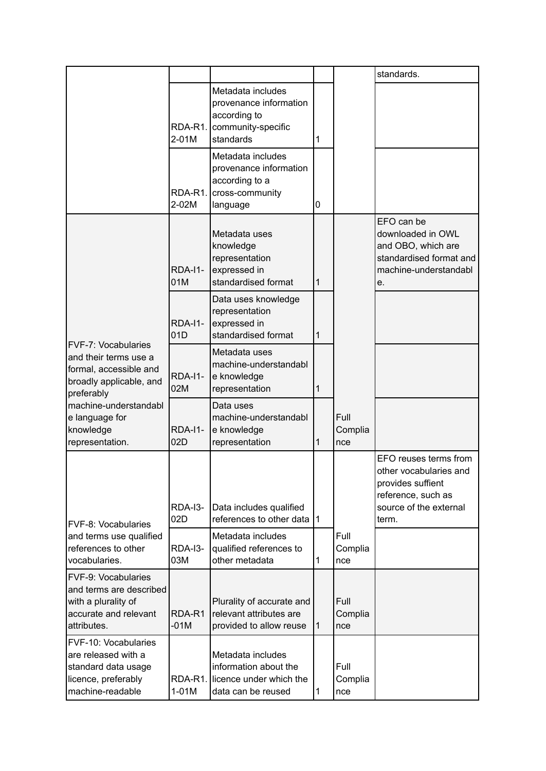| | | | | | |
|---|---|---|---|---|---|
| | | | | | standards. |
| | RDA-R1.2-01M | Metadata includes provenance information according to community-specific standards | 1 | | |
| | RDA-R1.2-02M | Metadata includes provenance information according to a cross-community language | 0 | | |
| FVF-7: Vocabularies and their terms use a formal, accessible and broadly applicable, and preferably machine-understandable language for knowledge representation. | RDA-I1-01M | Metadata uses knowledge representation expressed in standardised format | 1 | Full Compliance | EFO can be downloaded in OWL and OBO, which are standardised format and machine-understandable. |
| | RDA-I1-01D | Data uses knowledge representation expressed in standardised format | 1 | | |
| | RDA-I1-02M | Metadata uses machine-understandable knowledge representation | 1 | | |
| | RDA-I1-02D | Data uses machine-understandable knowledge representation | 1 | | |
| FVF-8: Vocabularies and terms use qualified references to other vocabularies. | RDA-I3-02D | Data includes qualified references to other data | 1 | Full Compliance | EFO reuses terms from other vocabularies and provides suffient reference, such as source of the external term. |
| | RDA-I3-03M | Metadata includes qualified references to other metadata | 1 | | |
| FVF-9: Vocabularies and terms are described with a plurality of accurate and relevant attributes. | RDA-R1-01M | Plurality of accurate and relevant attributes are provided to allow reuse | 1 | Full Compliance | |
| FVF-10: Vocabularies are released with a standard data usage licence, preferably machine-readable | RDA-R1.1-01M | Metadata includes information about the licence under which the data can be reused | 1 | Full Compliance | |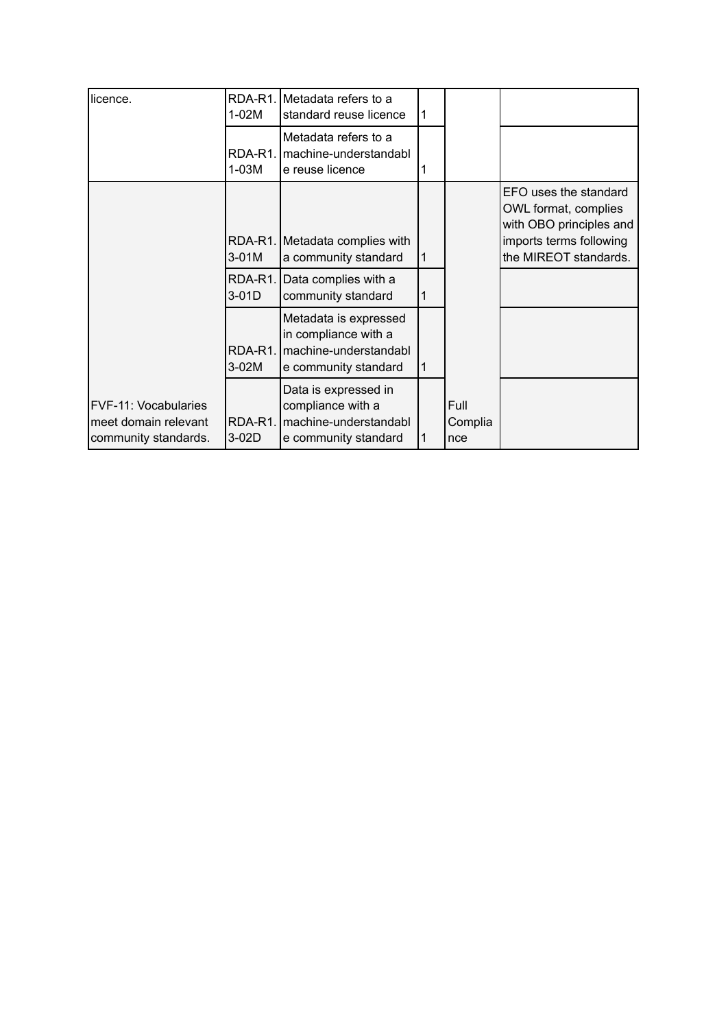| licence. | RDA-R1.1-02M | Metadata refers to a standard reuse licence | 1 | | |
|---|---|---|---|---|---|
| | RDA-R1.1-03M | Metadata refers to a machine-understandable reuse licence | 1 | | |
| | RDA-R1.3-01M | Metadata complies with a community standard | 1 | | EFO uses the standard OWL format, complies with OBO principles and imports terms following the MIREOT standards. |
| | RDA-R1.3-01D | Data complies with a community standard | 1 | | |
| | RDA-R1.3-02M | Metadata is expressed in compliance with a machine-understandable community standard | 1 | | |
| FVF-11: Vocabularies meet domain relevant community standards. | RDA-R1.3-02D | Data is expressed in compliance with a machine-understandable community standard | 1 | Full Compliance | |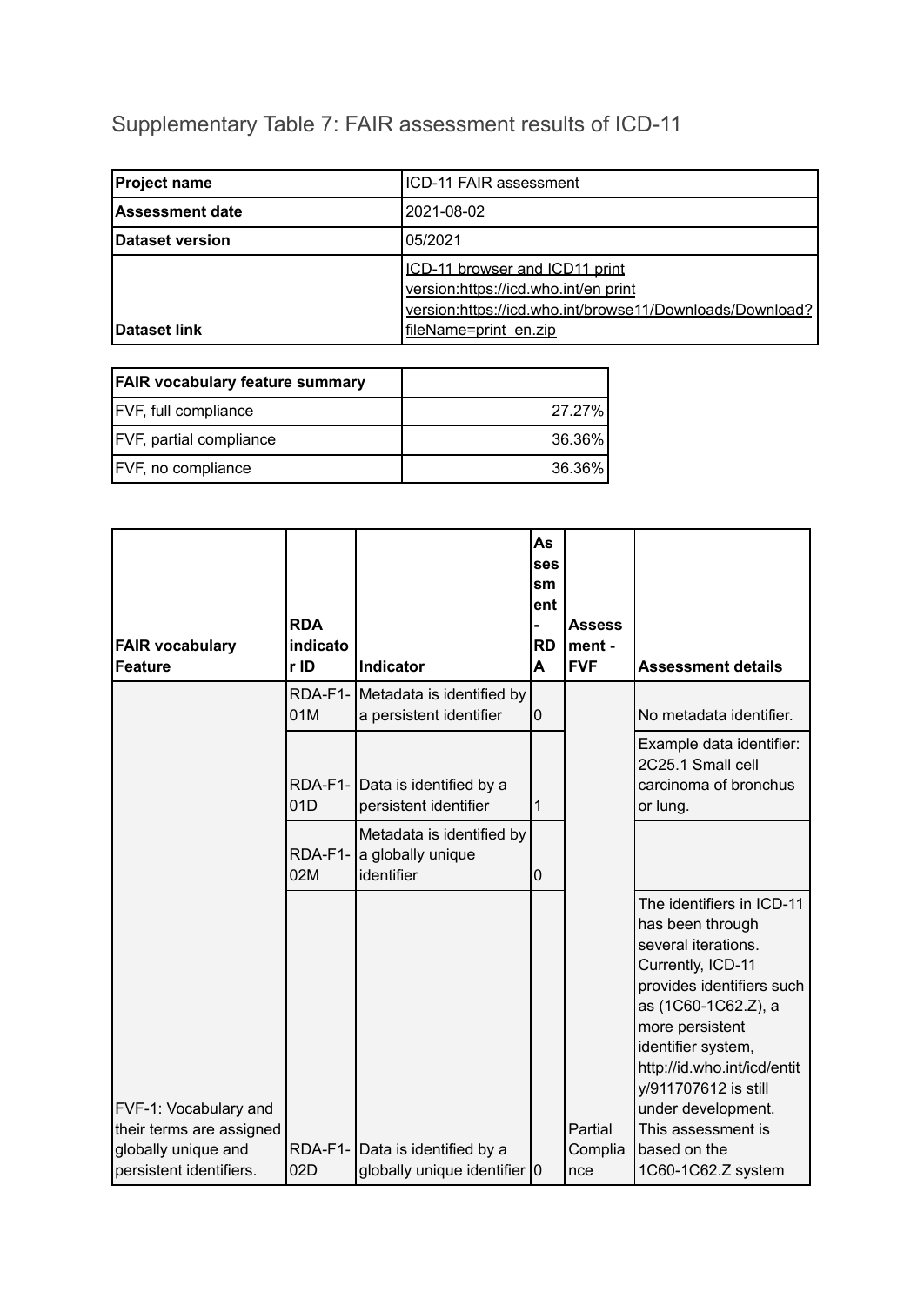Supplementary Table 7: FAIR assessment results of ICD-11

| Project name | ICD-11 FAIR assessment |
| --- | --- |
| Assessment date | 2021-08-02 |
| Dataset version | 05/2021 |
| Dataset link | ICD-11 browser and ICD11 print version:https://icd.who.int/en print version:https://icd.who.int/browse11/Downloads/Download?fileName=print_en.zip |

| FAIR vocabulary feature summary | |
| --- | --- |
| FVF, full compliance | 27.27% |
| FVF, partial compliance | 36.36% |
| FVF, no compliance | 36.36% |

| FAIR vocabulary Feature | RDA indicator ID | Indicator | Assessment - RDA | Assessment - FVF | Assessment details |
| --- | --- | --- | --- | --- | --- |
| FVF-1: Vocabulary and their terms are assigned globally unique and persistent identifiers. | RDA-F1-01M | Metadata is identified by a persistent identifier | 0 | Partial Compliance | No metadata identifier. |
| | RDA-F1-01D | Data is identified by a persistent identifier | 1 | | Example data identifier: 2C25.1 Small cell carcinoma of bronchus or lung. |
| | RDA-F1-02M | Metadata is identified by a globally unique identifier | 0 | | |
| | RDA-F1-02D | Data is identified by a globally unique identifier | 0 | | The identifiers in ICD-11 has been through several iterations. Currently, ICD-11 provides identifiers such as (1C60-1C62.Z), a more persistent identifier system, http://id.who.int/icd/entity/911707612 is still under development. This assessment is based on the 1C60-1C62.Z system |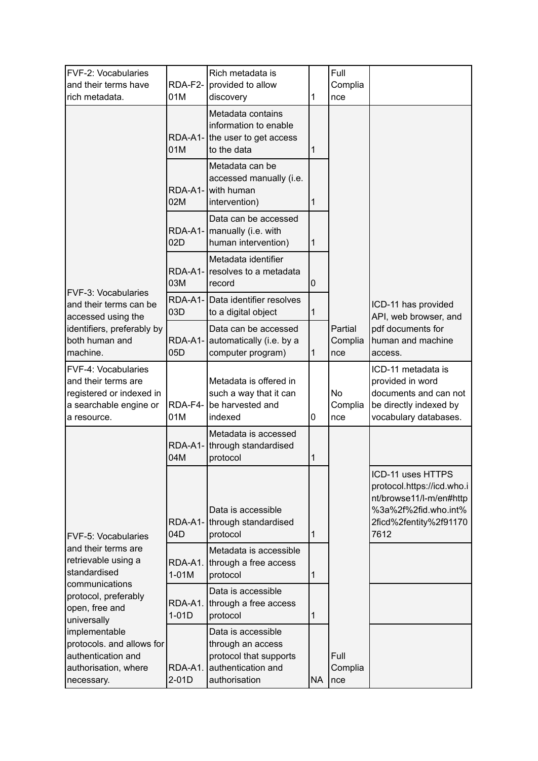| FVF-2: Vocabularies and their terms have rich metadata. | RDA-F2-01M | Rich metadata is provided to allow discovery | 1 | Full Compliance | |
|---|---|---|---|---|---|
| FVF-3: Vocabularies and their terms can be accessed using the identifiers, preferably by both human and machine. | RDA-A1-01M | Metadata contains information to enable the user to get access to the data | 1 | Partial Compliance | ICD-11 has provided API, web browser, and pdf documents for human and machine access. |
| | RDA-A1-02M | Metadata can be accessed manually (i.e. with human intervention) | 1 | | |
| | RDA-A1-02D | Data can be accessed manually (i.e. with human intervention) | 1 | | |
| | RDA-A1-03M | Metadata identifier resolves to a metadata record | 0 | | |
| | RDA-A1-03D | Data identifier resolves to a digital object | 1 | | |
| | RDA-A1-05D | Data can be accessed automatically (i.e. by a computer program) | 1 | | |
| FVF-4: Vocabularies and their terms are registered or indexed in a searchable engine or a resource. | RDA-F4-01M | Metadata is offered in such a way that it can be harvested and indexed | 0 | No Compliance | ICD-11 metadata is provided in word documents and can not be directly indexed by vocabulary databases. |
| FVF-5: Vocabularies and their terms are retrievable using a standardised communications protocol, preferably open, free and universally implementable protocols. and allows for authentication and authorisation, where necessary. | RDA-A1-04M | Metadata is accessed through standardised protocol | 1 | Full Compliance | |
| | RDA-A1-04D | Data is accessible through standardised protocol | 1 | | ICD-11 uses HTTPS protocol.https://icd.who.int/browse11/l-m/en#http%3a%2f%2fid.who.int%2ficd%2fentity%2f911707612 |
| | RDA-A1.1-01M | Metadata is accessible through a free access protocol | 1 | | |
| | RDA-A1.1-01D | Data is accessible through a free access protocol | 1 | | |
| | RDA-A1.2-01D | Data is accessible through an access protocol that supports authentication and authorisation | NA | | |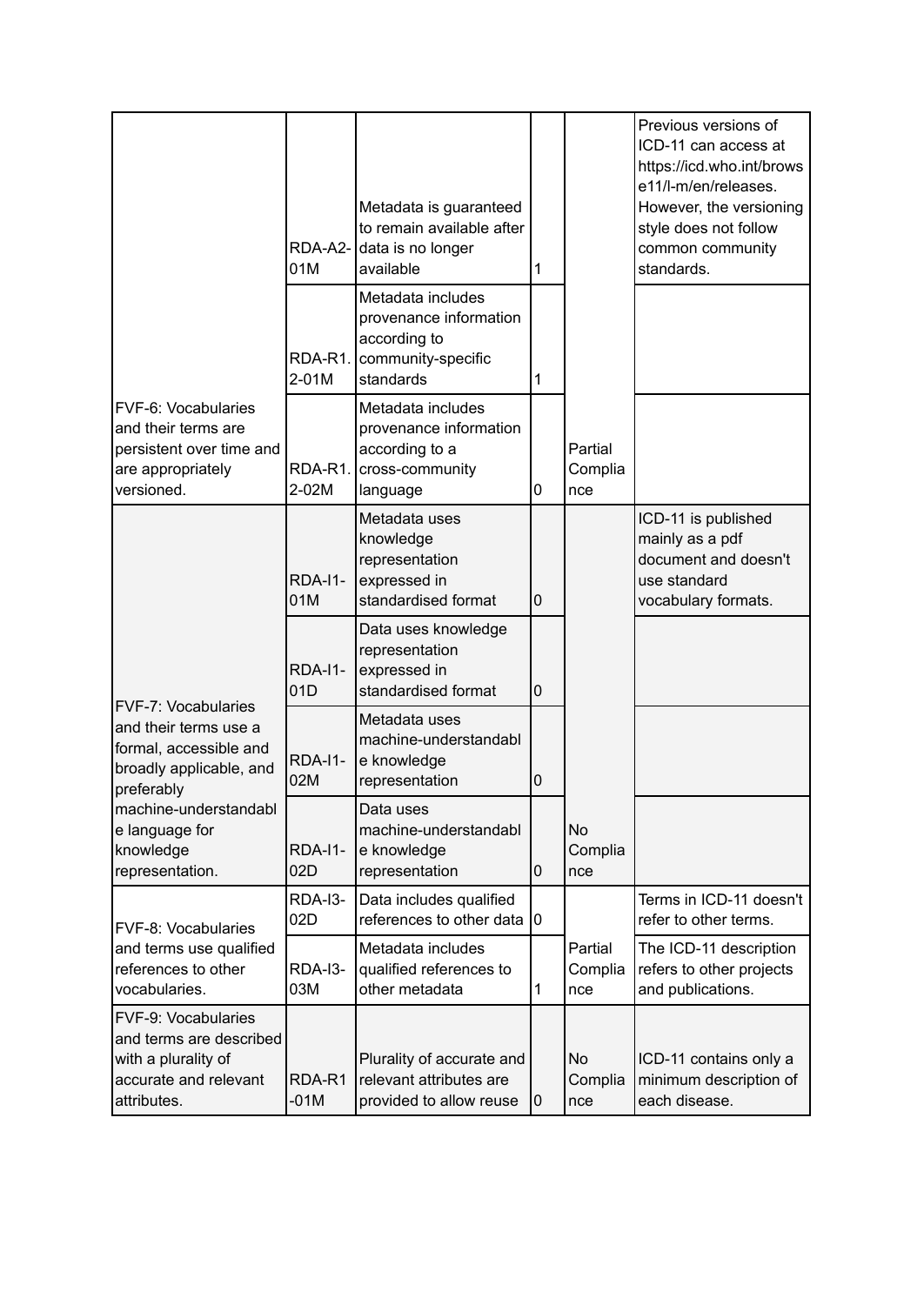| | | | | | |
|---|---|---|---|---|---|
| FVF-6: Vocabularies and their terms are persistent over time and are appropriately versioned. | RDA-A2-01M | Metadata is guaranteed to remain available after data is no longer available | 1 | Partial Compliance | Previous versions of ICD-11 can access at https://icd.who.int/browse11/l-m/en/releases. However, the versioning style does not follow common community standards. |
| | RDA-R1.2-01M | Metadata includes provenance information according to community-specific standards | 1 | | |
| | RDA-R1.2-02M | Metadata includes provenance information according to a cross-community language | 0 | | |
| FVF-7: Vocabularies and their terms use a formal, accessible and broadly applicable, and preferably machine-understandable language for knowledge representation. | RDA-I1-01M | Metadata uses knowledge representation expressed in standardised format | 0 | No Compliance | ICD-11 is published mainly as a pdf document and doesn't use standard vocabulary formats. |
| | RDA-I1-01D | Data uses knowledge representation expressed in standardised format | 0 | | |
| | RDA-I1-02M | Metadata uses machine-understandable knowledge representation | 0 | | |
| | RDA-I1-02D | Data uses machine-understandable knowledge representation | 0 | | |
| FVF-8: Vocabularies and terms use qualified references to other vocabularies. | RDA-I3-02D | Data includes qualified references to other data | 0 | Partial Compliance | Terms in ICD-11 doesn't refer to other terms. |
| | RDA-I3-03M | Metadata includes qualified references to other metadata | 1 | | The ICD-11 description refers to other projects and publications. |
| FVF-9: Vocabularies and terms are described with a plurality of accurate and relevant attributes. | RDA-R1-01M | Plurality of accurate and relevant attributes are provided to allow reuse | 0 | No Compliance | ICD-11 contains only a minimum description of each disease. |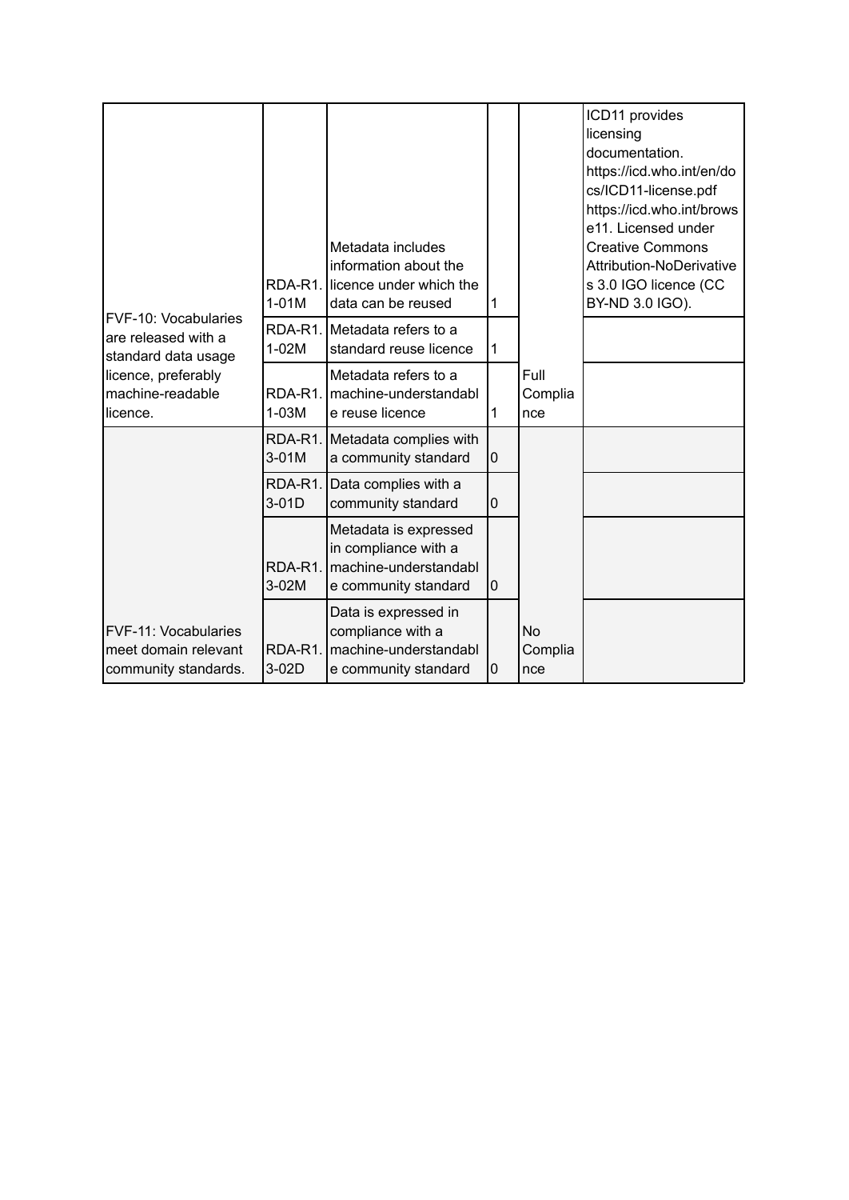| | | | | | |
|---|---|---|---|---|---|
| FVF-10: Vocabularies are released with a standard data usage licence, preferably machine-readable licence. | RDA-R1.1-01M | Metadata includes information about the licence under which the data can be reused | 1 | Full Compliance | ICD11 provides licensing documentation. https://icd.who.int/en/docs/ICD11-license.pdf https://icd.who.int/browse11. Licensed under Creative Commons Attribution-NoDerivatives 3.0 IGO licence (CC BY-ND 3.0 IGO). |
| | RDA-R1.1-02M | Metadata refers to a standard reuse licence | 1 | | |
| | RDA-R1.1-03M | Metadata refers to a machine-understandable reuse licence | 1 | | |
| FVF-11: Vocabularies meet domain relevant community standards. | RDA-R1.3-01M | Metadata complies with a community standard | 0 | No Compliance | |
| | RDA-R1.3-01D | Data complies with a community standard | 0 | | |
| | RDA-R1.3-02M | Metadata is expressed in compliance with a machine-understandable community standard | 0 | | |
| | RDA-R1.3-02D | Data is expressed in compliance with a machine-understandable community standard | 0 | | |